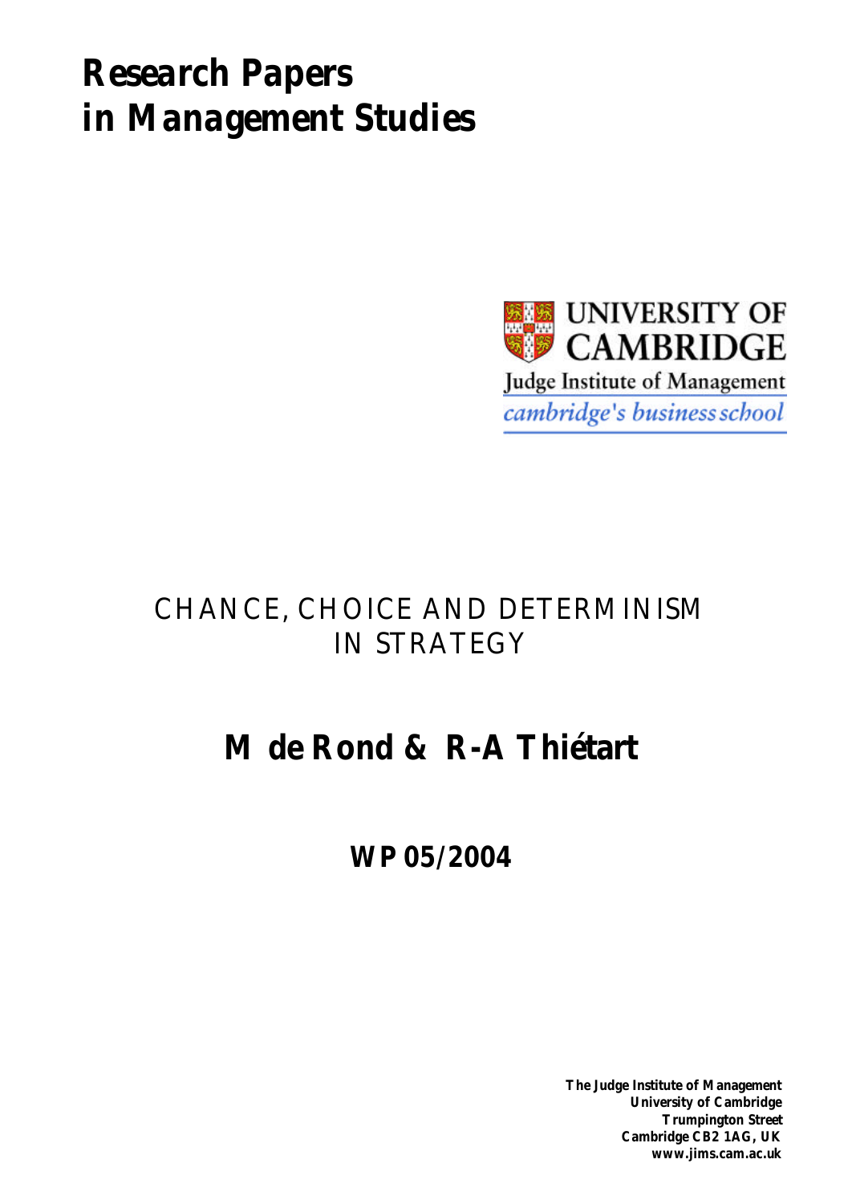# Research Papers in Management Studies

UNIVERSITY OF CAMBRIDGE

Judge Institute of Management

*cambridge's business school*

## CHANCE, CHOICE AND DETERMINISM IN STRATEGY

## M de Rond & R-A Thiétart

**WP 05/2004**

**The Judge Institute of Management**
**University of Cambridge**
**Trumpington Street**
**Cambridge CB2 1AG, UK**
**www.jims.cam.ac.uk**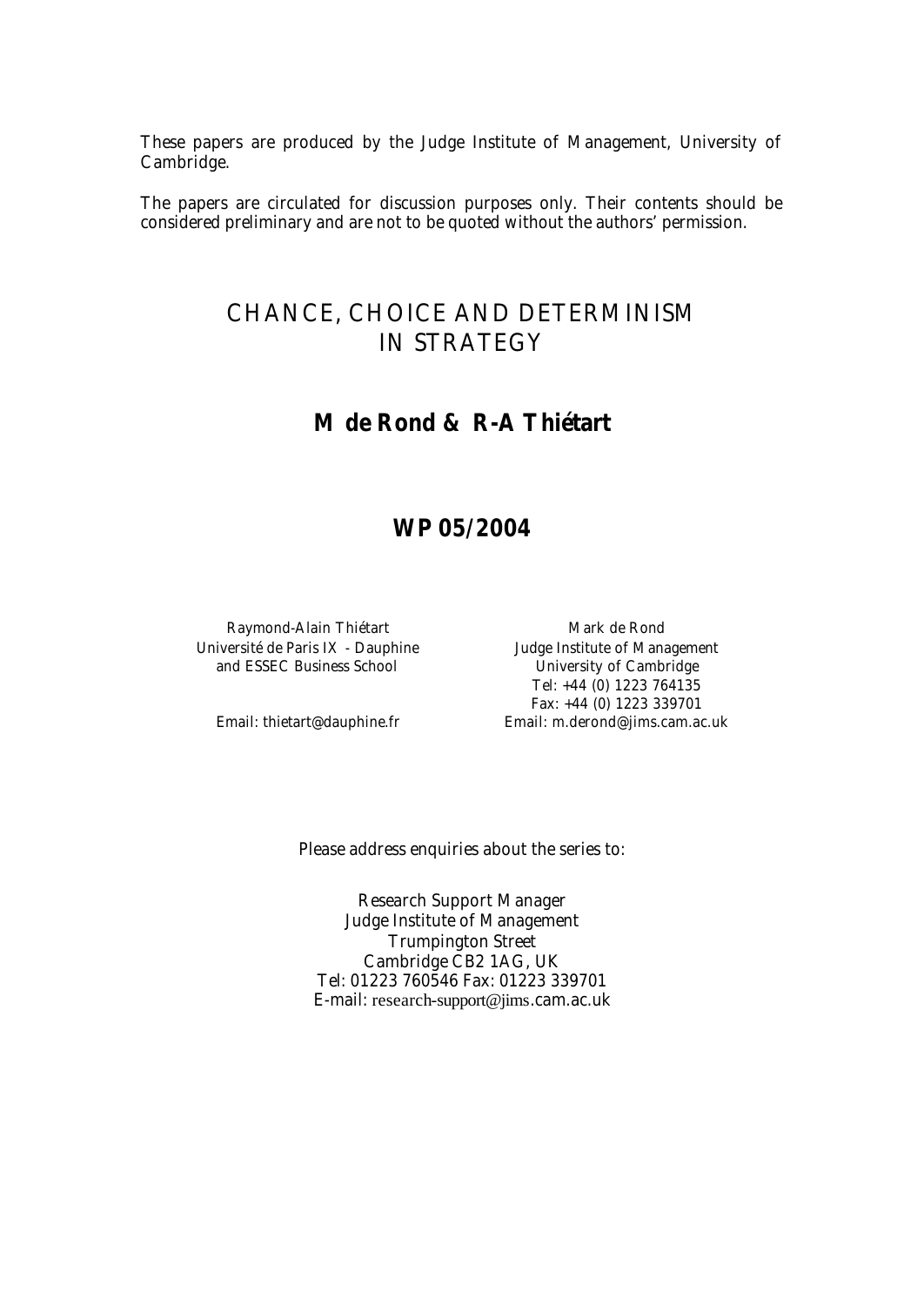These papers are produced by the Judge Institute of Management, University of Cambridge.

The papers are circulated for discussion purposes only. Their contents should be considered preliminary and are not to be quoted without the authors' permission.

# CHANCE, CHOICE AND DETERMINISM IN STRATEGY

## M de Rond & R-A Thiétart

## WP 05/2004

Raymond-Alain Thiétart
Université de Paris IX - Dauphine
and ESSEC Business School

Email: thietart@dauphine.fr

Mark de Rond
Judge Institute of Management
University of Cambridge
Tel: +44 (0) 1223 764135
Fax: +44 (0) 1223 339701
Email: m.derond@jims.cam.ac.uk

Please address enquiries about the series to:

Research Support Manager
Judge Institute of Management
Trumpington Street
Cambridge CB2 1AG, UK
Tel: 01223 760546 Fax: 01223 339701
E-mail: research-support@jims.cam.ac.uk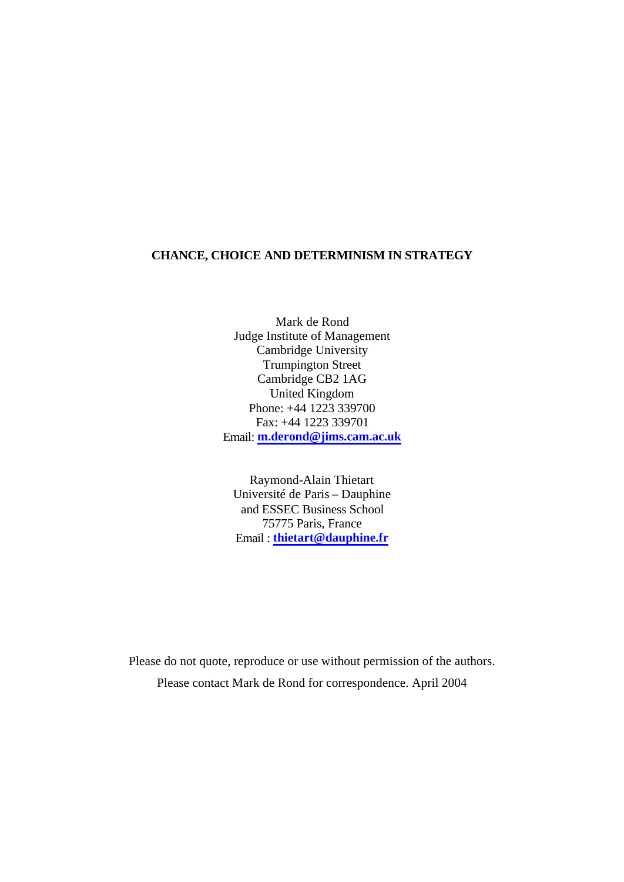# CHANCE, CHOICE AND DETERMINISM IN STRATEGY

Mark de Rond
Judge Institute of Management
Cambridge University
Trumpington Street
Cambridge CB2 1AG
United Kingdom
Phone: +44 1223 339700
Fax: +44 1223 339701
Email: **m.derond@jims.cam.ac.uk**

Raymond-Alain Thietart
Université de Paris – Dauphine
and ESSEC Business School
75775 Paris, France
Email : **thietart@dauphine.fr**

Please do not quote, reproduce or use without permission of the authors.

Please contact Mark de Rond for correspondence. April 2004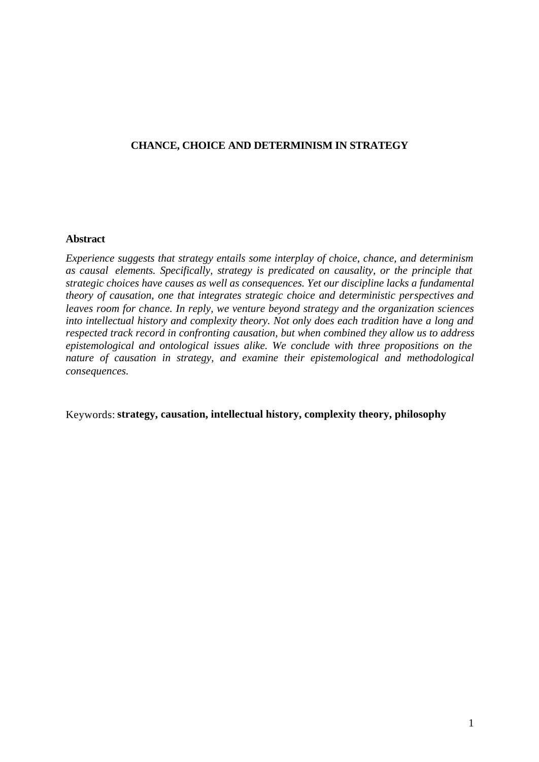**CHANCE, CHOICE AND DETERMINISM IN STRATEGY**

**Abstract**

*Experience suggests that strategy entails some interplay of choice, chance, and determinism as causal elements. Specifically, strategy is predicated on causality, or the principle that strategic choices have causes as well as consequences. Yet our discipline lacks a fundamental theory of causation, one that integrates strategic choice and deterministic perspectives and leaves room for chance. In reply, we venture beyond strategy and the organization sciences into intellectual history and complexity theory. Not only does each tradition have a long and respected track record in confronting causation, but when combined they allow us to address epistemological and ontological issues alike. We conclude with three propositions on the nature of causation in strategy, and examine their epistemological and methodological consequences.*

Keywords: **strategy, causation, intellectual history, complexity theory, philosophy**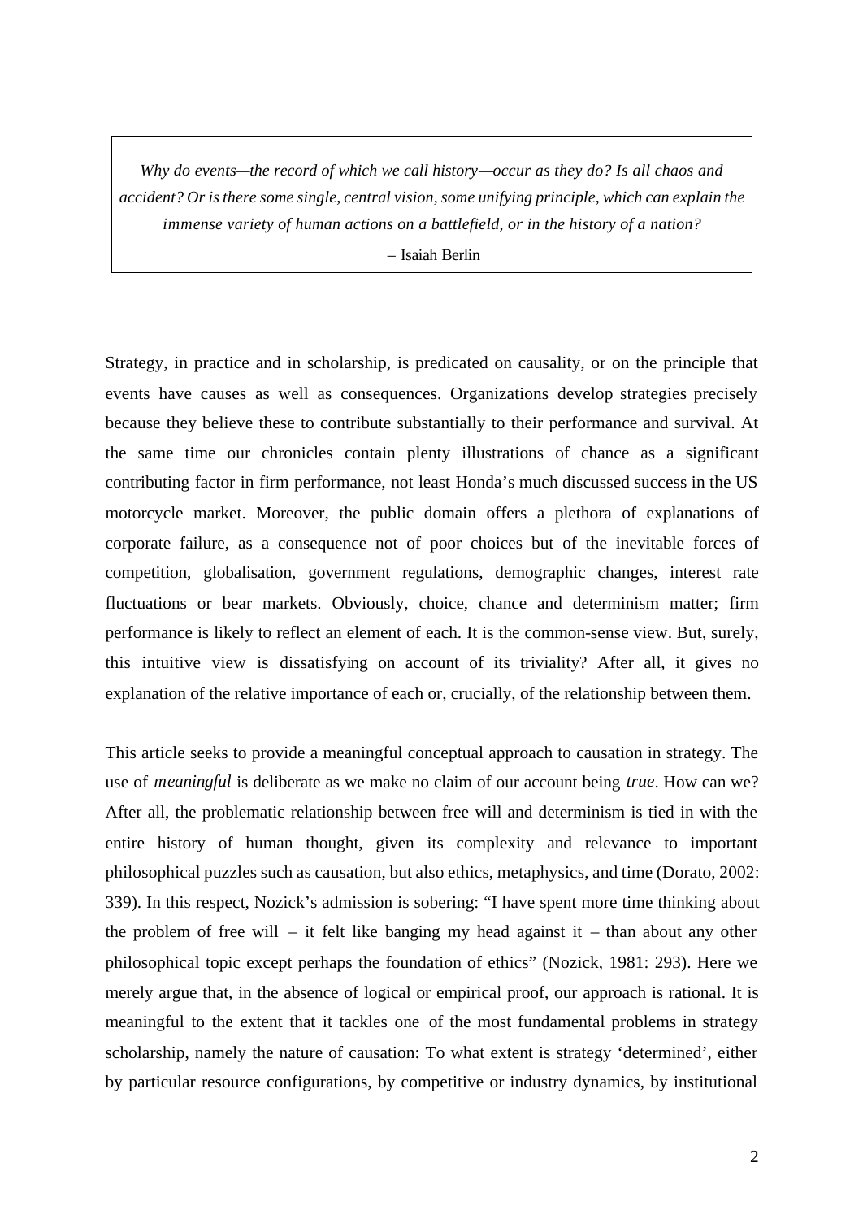> *Why do events—the record of which we call history—occur as they do? Is all chaos and accident? Or is there some single, central vision, some unifying principle, which can explain the immense variety of human actions on a battlefield, or in the history of a nation?*
>
> – Isaiah Berlin

Strategy, in practice and in scholarship, is predicated on causality, or on the principle that events have causes as well as consequences. Organizations develop strategies precisely because they believe these to contribute substantially to their performance and survival. At the same time our chronicles contain plenty illustrations of chance as a significant contributing factor in firm performance, not least Honda's much discussed success in the US motorcycle market. Moreover, the public domain offers a plethora of explanations of corporate failure, as a consequence not of poor choices but of the inevitable forces of competition, globalisation, government regulations, demographic changes, interest rate fluctuations or bear markets. Obviously, choice, chance and determinism matter; firm performance is likely to reflect an element of each. It is the common-sense view. But, surely, this intuitive view is dissatisfying on account of its triviality? After all, it gives no explanation of the relative importance of each or, crucially, of the relationship between them.

This article seeks to provide a meaningful conceptual approach to causation in strategy. The use of *meaningful* is deliberate as we make no claim of our account being *true*. How can we? After all, the problematic relationship between free will and determinism is tied in with the entire history of human thought, given its complexity and relevance to important philosophical puzzles such as causation, but also ethics, metaphysics, and time (Dorato, 2002: 339). In this respect, Nozick's admission is sobering: "I have spent more time thinking about the problem of free will – it felt like banging my head against it – than about any other philosophical topic except perhaps the foundation of ethics" (Nozick, 1981: 293). Here we merely argue that, in the absence of logical or empirical proof, our approach is rational. It is meaningful to the extent that it tackles one of the most fundamental problems in strategy scholarship, namely the nature of causation: To what extent is strategy 'determined', either by particular resource configurations, by competitive or industry dynamics, by institutional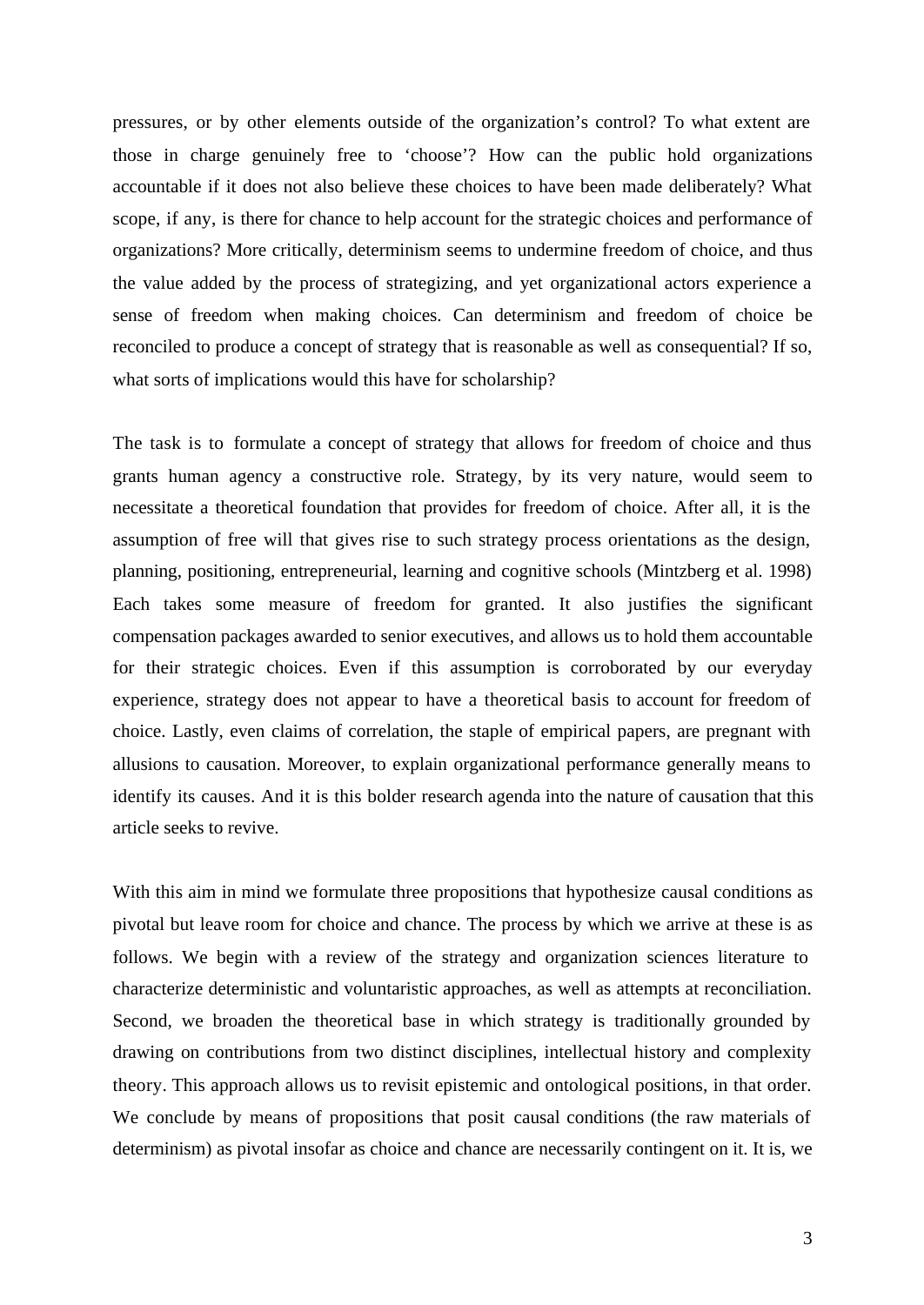pressures, or by other elements outside of the organization's control? To what extent are those in charge genuinely free to 'choose'? How can the public hold organizations accountable if it does not also believe these choices to have been made deliberately? What scope, if any, is there for chance to help account for the strategic choices and performance of organizations? More critically, determinism seems to undermine freedom of choice, and thus the value added by the process of strategizing, and yet organizational actors experience a sense of freedom when making choices. Can determinism and freedom of choice be reconciled to produce a concept of strategy that is reasonable as well as consequential? If so, what sorts of implications would this have for scholarship?

The task is to formulate a concept of strategy that allows for freedom of choice and thus grants human agency a constructive role. Strategy, by its very nature, would seem to necessitate a theoretical foundation that provides for freedom of choice. After all, it is the assumption of free will that gives rise to such strategy process orientations as the design, planning, positioning, entrepreneurial, learning and cognitive schools (Mintzberg et al. 1998) Each takes some measure of freedom for granted. It also justifies the significant compensation packages awarded to senior executives, and allows us to hold them accountable for their strategic choices. Even if this assumption is corroborated by our everyday experience, strategy does not appear to have a theoretical basis to account for freedom of choice. Lastly, even claims of correlation, the staple of empirical papers, are pregnant with allusions to causation. Moreover, to explain organizational performance generally means to identify its causes. And it is this bolder research agenda into the nature of causation that this article seeks to revive.

With this aim in mind we formulate three propositions that hypothesize causal conditions as pivotal but leave room for choice and chance. The process by which we arrive at these is as follows. We begin with a review of the strategy and organization sciences literature to characterize deterministic and voluntaristic approaches, as well as attempts at reconciliation. Second, we broaden the theoretical base in which strategy is traditionally grounded by drawing on contributions from two distinct disciplines, intellectual history and complexity theory. This approach allows us to revisit epistemic and ontological positions, in that order. We conclude by means of propositions that posit causal conditions (the raw materials of determinism) as pivotal insofar as choice and chance are necessarily contingent on it. It is, we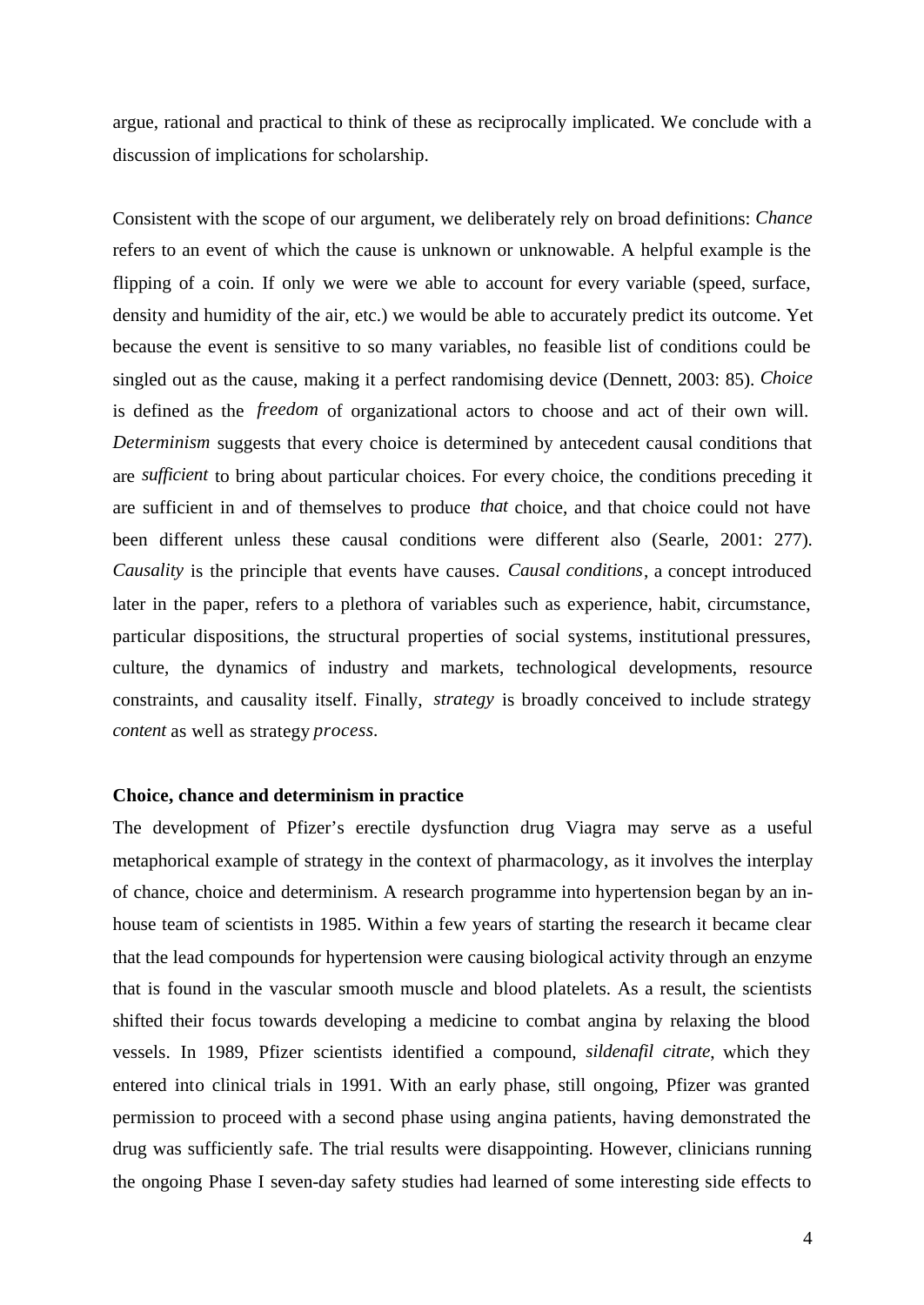argue, rational and practical to think of these as reciprocally implicated. We conclude with a discussion of implications for scholarship.

Consistent with the scope of our argument, we deliberately rely on broad definitions: *Chance* refers to an event of which the cause is unknown or unknowable. A helpful example is the flipping of a coin. If only we were we able to account for every variable (speed, surface, density and humidity of the air, etc.) we would be able to accurately predict its outcome. Yet because the event is sensitive to so many variables, no feasible list of conditions could be singled out as the cause, making it a perfect randomising device (Dennett, 2003: 85). *Choice* is defined as the *freedom* of organizational actors to choose and act of their own will. *Determinism* suggests that every choice is determined by antecedent causal conditions that are *sufficient* to bring about particular choices. For every choice, the conditions preceding it are sufficient in and of themselves to produce *that* choice, and that choice could not have been different unless these causal conditions were different also (Searle, 2001: 277). *Causality* is the principle that events have causes. *Causal conditions*, a concept introduced later in the paper, refers to a plethora of variables such as experience, habit, circumstance, particular dispositions, the structural properties of social systems, institutional pressures, culture, the dynamics of industry and markets, technological developments, resource constraints, and causality itself. Finally, *strategy* is broadly conceived to include strategy *content* as well as strategy *process*.

**Choice, chance and determinism in practice**

The development of Pfizer's erectile dysfunction drug Viagra may serve as a useful metaphorical example of strategy in the context of pharmacology, as it involves the interplay of chance, choice and determinism. A research programme into hypertension began by an in-house team of scientists in 1985. Within a few years of starting the research it became clear that the lead compounds for hypertension were causing biological activity through an enzyme that is found in the vascular smooth muscle and blood platelets. As a result, the scientists shifted their focus towards developing a medicine to combat angina by relaxing the blood vessels. In 1989, Pfizer scientists identified a compound, *sildenafil citrate*, which they entered into clinical trials in 1991. With an early phase, still ongoing, Pfizer was granted permission to proceed with a second phase using angina patients, having demonstrated the drug was sufficiently safe. The trial results were disappointing. However, clinicians running the ongoing Phase I seven-day safety studies had learned of some interesting side effects to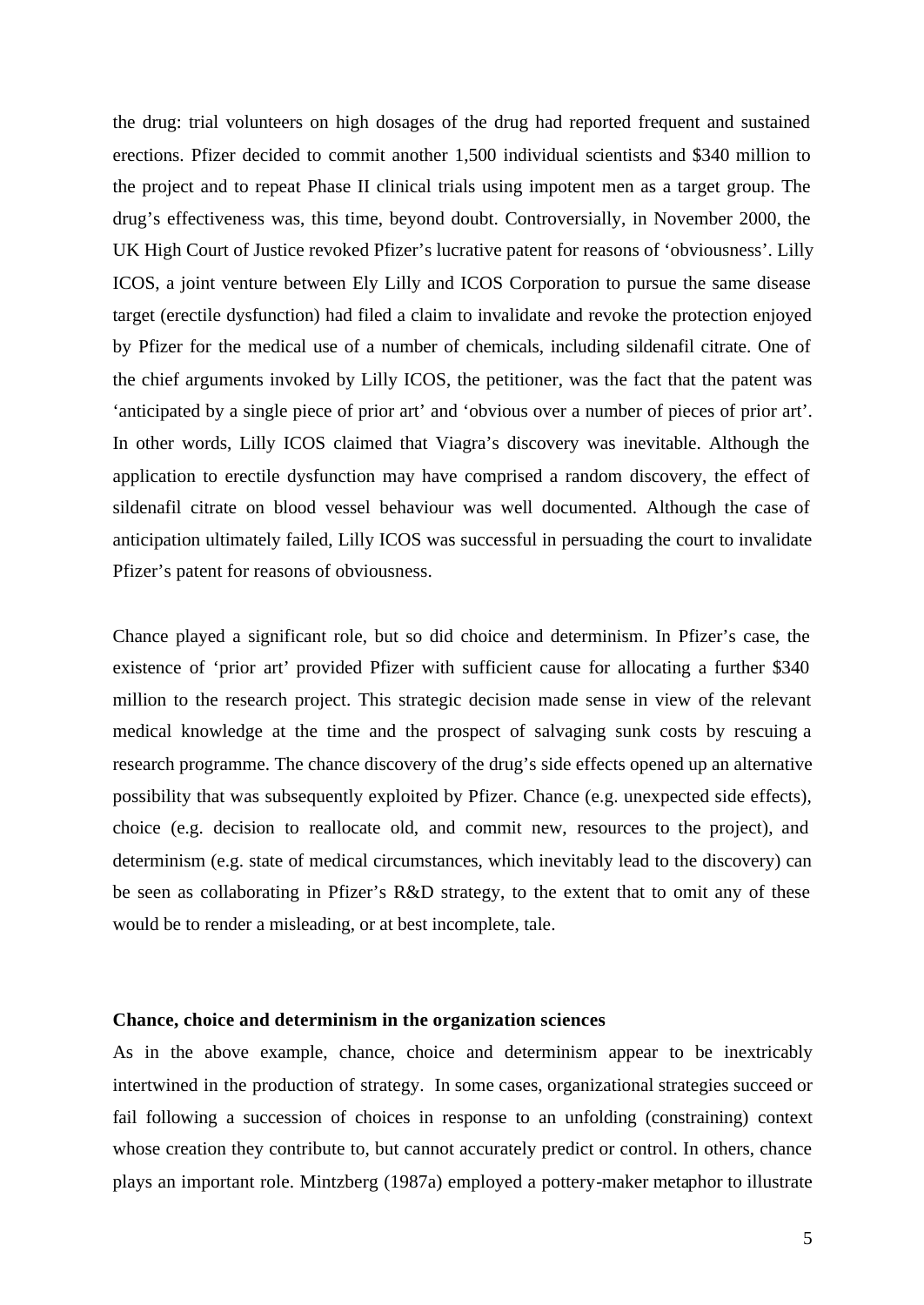the drug: trial volunteers on high dosages of the drug had reported frequent and sustained erections. Pfizer decided to commit another 1,500 individual scientists and $340 million to the project and to repeat Phase II clinical trials using impotent men as a target group. The drug's effectiveness was, this time, beyond doubt. Controversially, in November 2000, the UK High Court of Justice revoked Pfizer's lucrative patent for reasons of 'obviousness'. Lilly ICOS, a joint venture between Ely Lilly and ICOS Corporation to pursue the same disease target (erectile dysfunction) had filed a claim to invalidate and revoke the protection enjoyed by Pfizer for the medical use of a number of chemicals, including sildenafil citrate. One of the chief arguments invoked by Lilly ICOS, the petitioner, was the fact that the patent was 'anticipated by a single piece of prior art' and 'obvious over a number of pieces of prior art'. In other words, Lilly ICOS claimed that Viagra's discovery was inevitable. Although the application to erectile dysfunction may have comprised a random discovery, the effect of sildenafil citrate on blood vessel behaviour was well documented. Although the case of anticipation ultimately failed, Lilly ICOS was successful in persuading the court to invalidate Pfizer's patent for reasons of obviousness.

Chance played a significant role, but so did choice and determinism. In Pfizer's case, the existence of 'prior art' provided Pfizer with sufficient cause for allocating a further $340 million to the research project. This strategic decision made sense in view of the relevant medical knowledge at the time and the prospect of salvaging sunk costs by rescuing a research programme. The chance discovery of the drug's side effects opened up an alternative possibility that was subsequently exploited by Pfizer. Chance (e.g. unexpected side effects), choice (e.g. decision to reallocate old, and commit new, resources to the project), and determinism (e.g. state of medical circumstances, which inevitably lead to the discovery) can be seen as collaborating in Pfizer's R&D strategy, to the extent that to omit any of these would be to render a misleading, or at best incomplete, tale.

## Chance, choice and determinism in the organization sciences

As in the above example, chance, choice and determinism appear to be inextricably intertwined in the production of strategy. In some cases, organizational strategies succeed or fail following a succession of choices in response to an unfolding (constraining) context whose creation they contribute to, but cannot accurately predict or control. In others, chance plays an important role. Mintzberg (1987a) employed a pottery-maker metaphor to illustrate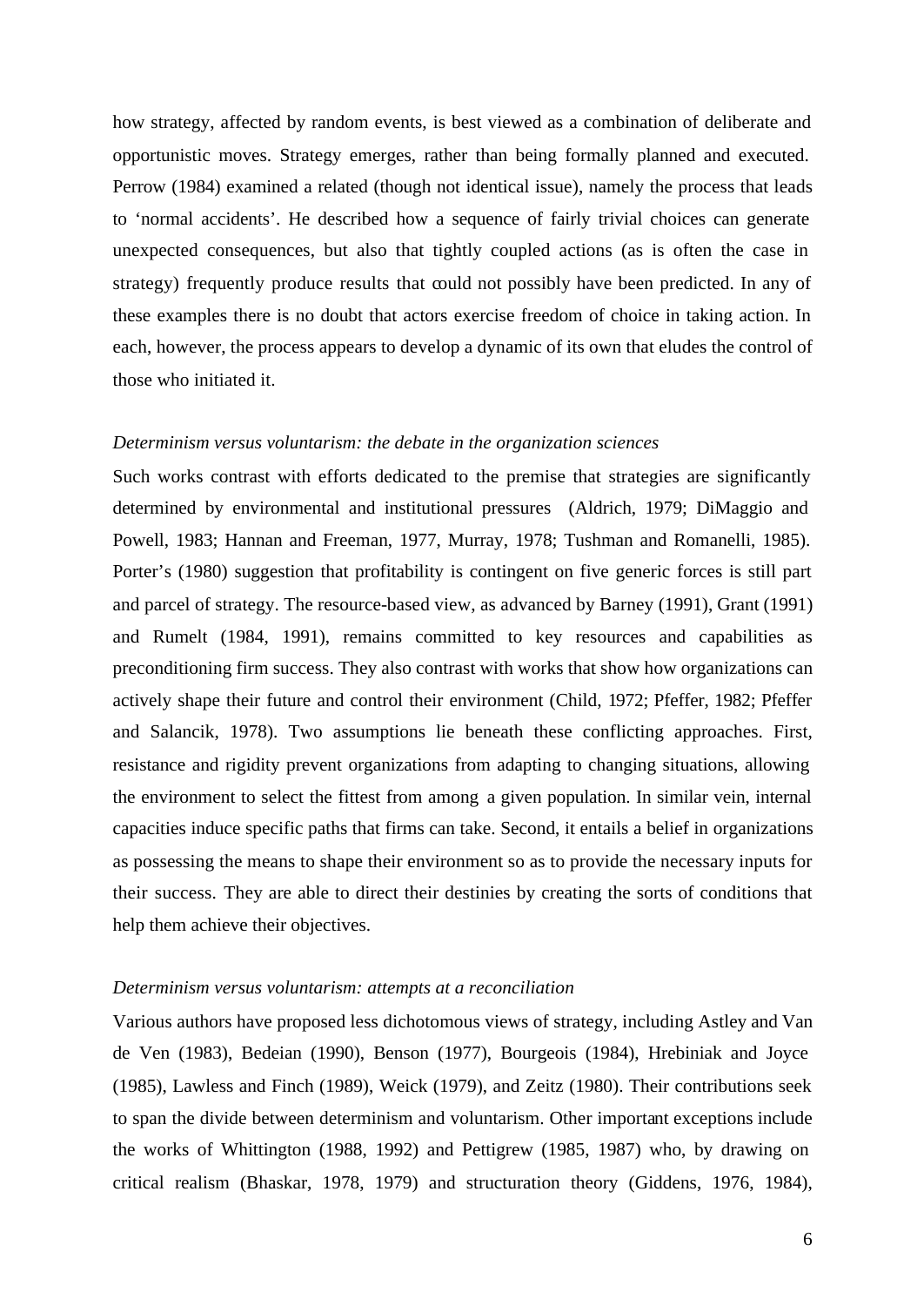how strategy, affected by random events, is best viewed as a combination of deliberate and opportunistic moves. Strategy emerges, rather than being formally planned and executed. Perrow (1984) examined a related (though not identical issue), namely the process that leads to 'normal accidents'. He described how a sequence of fairly trivial choices can generate unexpected consequences, but also that tightly coupled actions (as is often the case in strategy) frequently produce results that could not possibly have been predicted. In any of these examples there is no doubt that actors exercise freedom of choice in taking action. In each, however, the process appears to develop a dynamic of its own that eludes the control of those who initiated it.

*Determinism versus voluntarism: the debate in the organization sciences*

Such works contrast with efforts dedicated to the premise that strategies are significantly determined by environmental and institutional pressures (Aldrich, 1979; DiMaggio and Powell, 1983; Hannan and Freeman, 1977, Murray, 1978; Tushman and Romanelli, 1985). Porter's (1980) suggestion that profitability is contingent on five generic forces is still part and parcel of strategy. The resource-based view, as advanced by Barney (1991), Grant (1991) and Rumelt (1984, 1991), remains committed to key resources and capabilities as preconditioning firm success. They also contrast with works that show how organizations can actively shape their future and control their environment (Child, 1972; Pfeffer, 1982; Pfeffer and Salancik, 1978). Two assumptions lie beneath these conflicting approaches. First, resistance and rigidity prevent organizations from adapting to changing situations, allowing the environment to select the fittest from among a given population. In similar vein, internal capacities induce specific paths that firms can take. Second, it entails a belief in organizations as possessing the means to shape their environment so as to provide the necessary inputs for their success. They are able to direct their destinies by creating the sorts of conditions that help them achieve their objectives.

*Determinism versus voluntarism: attempts at a reconciliation*

Various authors have proposed less dichotomous views of strategy, including Astley and Van de Ven (1983), Bedeian (1990), Benson (1977), Bourgeois (1984), Hrebiniak and Joyce (1985), Lawless and Finch (1989), Weick (1979), and Zeitz (1980). Their contributions seek to span the divide between determinism and voluntarism. Other important exceptions include the works of Whittington (1988, 1992) and Pettigrew (1985, 1987) who, by drawing on critical realism (Bhaskar, 1978, 1979) and structuration theory (Giddens, 1976, 1984),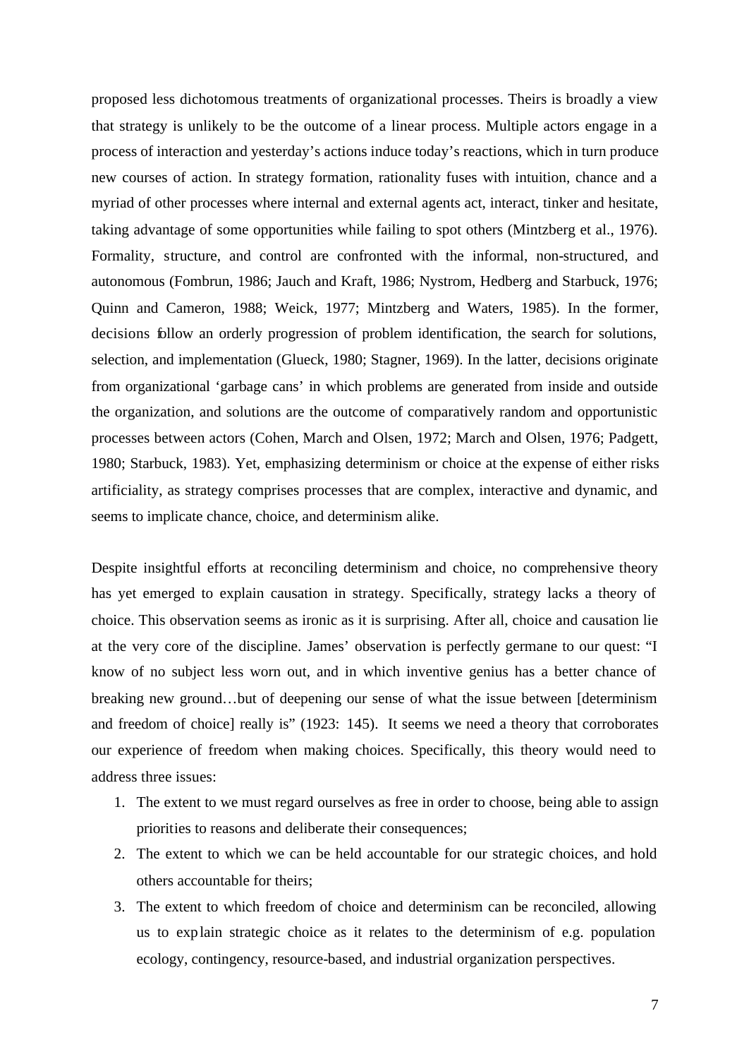proposed less dichotomous treatments of organizational processes. Theirs is broadly a view that strategy is unlikely to be the outcome of a linear process. Multiple actors engage in a process of interaction and yesterday's actions induce today's reactions, which in turn produce new courses of action. In strategy formation, rationality fuses with intuition, chance and a myriad of other processes where internal and external agents act, interact, tinker and hesitate, taking advantage of some opportunities while failing to spot others (Mintzberg et al., 1976). Formality, structure, and control are confronted with the informal, non-structured, and autonomous (Fombrun, 1986; Jauch and Kraft, 1986; Nystrom, Hedberg and Starbuck, 1976; Quinn and Cameron, 1988; Weick, 1977; Mintzberg and Waters, 1985). In the former, decisions follow an orderly progression of problem identification, the search for solutions, selection, and implementation (Glueck, 1980; Stagner, 1969). In the latter, decisions originate from organizational 'garbage cans' in which problems are generated from inside and outside the organization, and solutions are the outcome of comparatively random and opportunistic processes between actors (Cohen, March and Olsen, 1972; March and Olsen, 1976; Padgett, 1980; Starbuck, 1983). Yet, emphasizing determinism or choice at the expense of either risks artificiality, as strategy comprises processes that are complex, interactive and dynamic, and seems to implicate chance, choice, and determinism alike.

Despite insightful efforts at reconciling determinism and choice, no comprehensive theory has yet emerged to explain causation in strategy. Specifically, strategy lacks a theory of choice. This observation seems as ironic as it is surprising. After all, choice and causation lie at the very core of the discipline. James' observation is perfectly germane to our quest: "I know of no subject less worn out, and in which inventive genius has a better chance of breaking new ground…but of deepening our sense of what the issue between [determinism and freedom of choice] really is" (1923: 145). It seems we need a theory that corroborates our experience of freedom when making choices. Specifically, this theory would need to address three issues:

1. The extent to we must regard ourselves as free in order to choose, being able to assign priorities to reasons and deliberate their consequences;
2. The extent to which we can be held accountable for our strategic choices, and hold others accountable for theirs;
3. The extent to which freedom of choice and determinism can be reconciled, allowing us to explain strategic choice as it relates to the determinism of e.g. population ecology, contingency, resource-based, and industrial organization perspectives.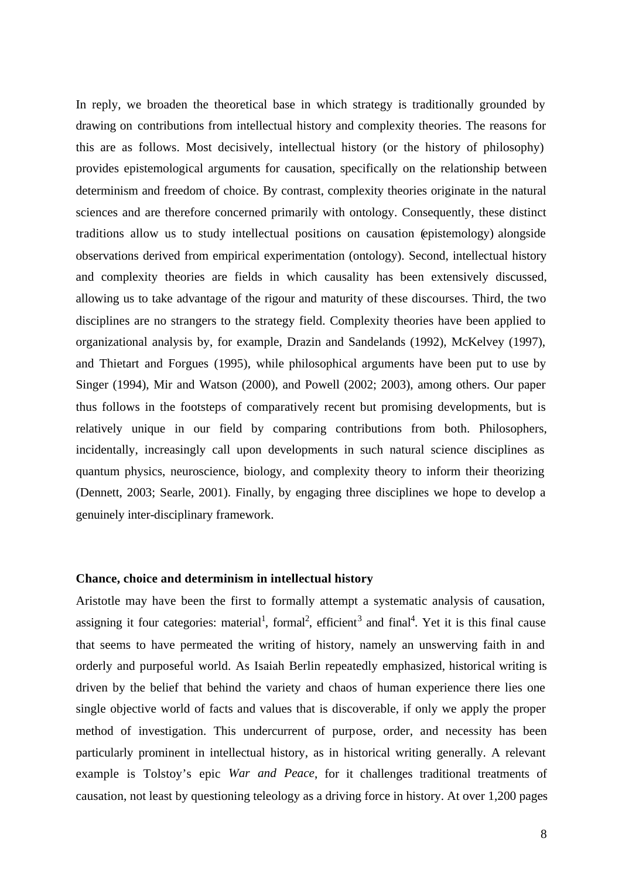In reply, we broaden the theoretical base in which strategy is traditionally grounded by drawing on contributions from intellectual history and complexity theories. The reasons for this are as follows. Most decisively, intellectual history (or the history of philosophy) provides epistemological arguments for causation, specifically on the relationship between determinism and freedom of choice. By contrast, complexity theories originate in the natural sciences and are therefore concerned primarily with ontology. Consequently, these distinct traditions allow us to study intellectual positions on causation (epistemology) alongside observations derived from empirical experimentation (ontology). Second, intellectual history and complexity theories are fields in which causality has been extensively discussed, allowing us to take advantage of the rigour and maturity of these discourses. Third, the two disciplines are no strangers to the strategy field. Complexity theories have been applied to organizational analysis by, for example, Drazin and Sandelands (1992), McKelvey (1997), and Thietart and Forgues (1995), while philosophical arguments have been put to use by Singer (1994), Mir and Watson (2000), and Powell (2002; 2003), among others. Our paper thus follows in the footsteps of comparatively recent but promising developments, but is relatively unique in our field by comparing contributions from both. Philosophers, incidentally, increasingly call upon developments in such natural science disciplines as quantum physics, neuroscience, biology, and complexity theory to inform their theorizing (Dennett, 2003; Searle, 2001). Finally, by engaging three disciplines we hope to develop a genuinely inter-disciplinary framework.

**Chance, choice and determinism in intellectual history**

Aristotle may have been the first to formally attempt a systematic analysis of causation, assigning it four categories: material[1], formal[2], efficient[3] and final[4]. Yet it is this final cause that seems to have permeated the writing of history, namely an unswerving faith in and orderly and purposeful world. As Isaiah Berlin repeatedly emphasized, historical writing is driven by the belief that behind the variety and chaos of human experience there lies one single objective world of facts and values that is discoverable, if only we apply the proper method of investigation. This undercurrent of purpose, order, and necessity has been particularly prominent in intellectual history, as in historical writing generally. A relevant example is Tolstoy's epic *War and Peace*, for it challenges traditional treatments of causation, not least by questioning teleology as a driving force in history. At over 1,200 pages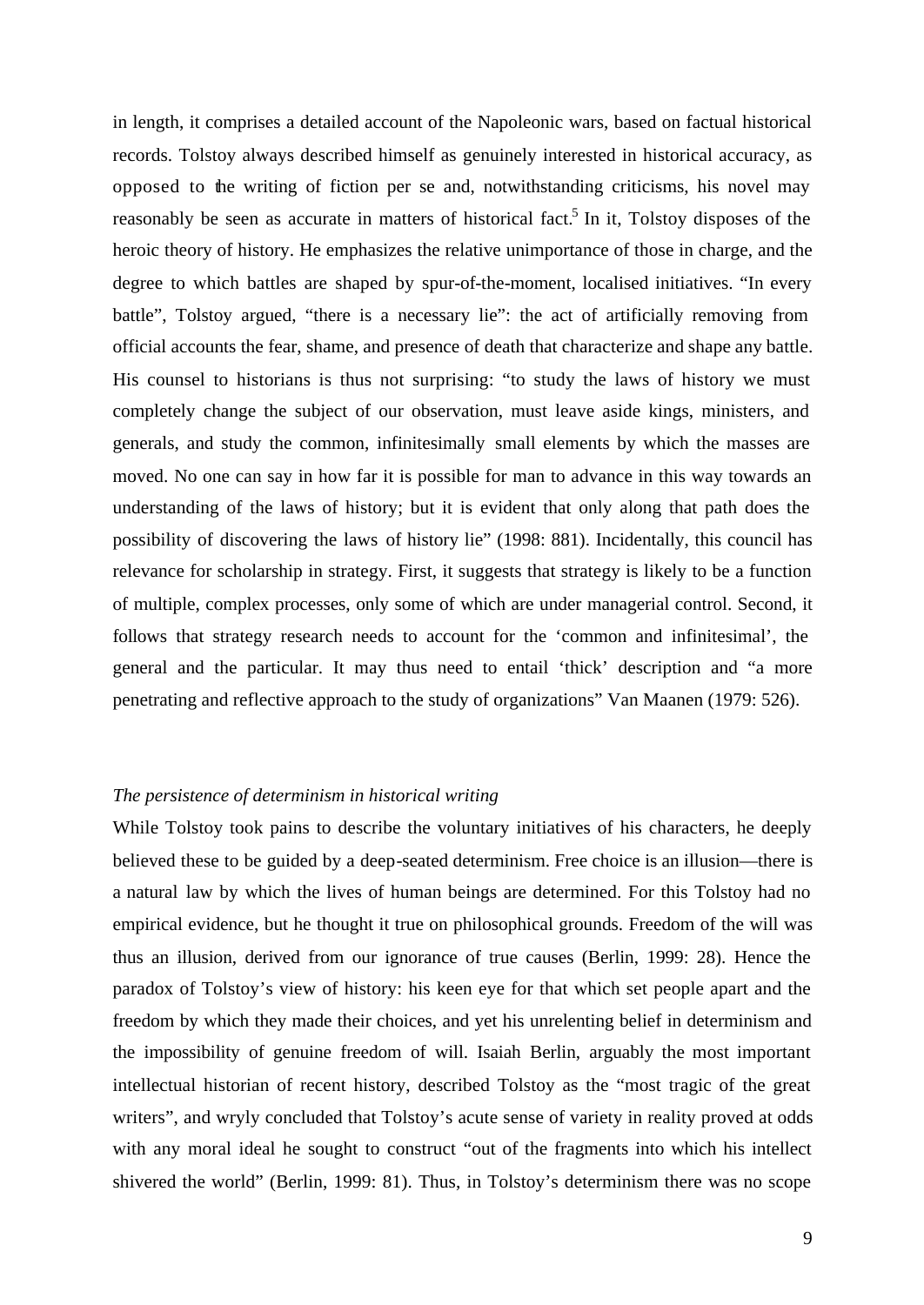in length, it comprises a detailed account of the Napoleonic wars, based on factual historical records. Tolstoy always described himself as genuinely interested in historical accuracy, as opposed to the writing of fiction per se and, notwithstanding criticisms, his novel may reasonably be seen as accurate in matters of historical fact.[5] In it, Tolstoy disposes of the heroic theory of history. He emphasizes the relative unimportance of those in charge, and the degree to which battles are shaped by spur-of-the-moment, localised initiatives. "In every battle", Tolstoy argued, "there is a necessary lie": the act of artificially removing from official accounts the fear, shame, and presence of death that characterize and shape any battle. His counsel to historians is thus not surprising: "to study the laws of history we must completely change the subject of our observation, must leave aside kings, ministers, and generals, and study the common, infinitesimally small elements by which the masses are moved. No one can say in how far it is possible for man to advance in this way towards an understanding of the laws of history; but it is evident that only along that path does the possibility of discovering the laws of history lie" (1998: 881). Incidentally, this council has relevance for scholarship in strategy. First, it suggests that strategy is likely to be a function of multiple, complex processes, only some of which are under managerial control. Second, it follows that strategy research needs to account for the 'common and infinitesimal', the general and the particular. It may thus need to entail 'thick' description and "a more penetrating and reflective approach to the study of organizations" Van Maanen (1979: 526).

*The persistence of determinism in historical writing*

While Tolstoy took pains to describe the voluntary initiatives of his characters, he deeply believed these to be guided by a deep-seated determinism. Free choice is an illusion—there is a natural law by which the lives of human beings are determined. For this Tolstoy had no empirical evidence, but he thought it true on philosophical grounds. Freedom of the will was thus an illusion, derived from our ignorance of true causes (Berlin, 1999: 28). Hence the paradox of Tolstoy's view of history: his keen eye for that which set people apart and the freedom by which they made their choices, and yet his unrelenting belief in determinism and the impossibility of genuine freedom of will. Isaiah Berlin, arguably the most important intellectual historian of recent history, described Tolstoy as the "most tragic of the great writers", and wryly concluded that Tolstoy's acute sense of variety in reality proved at odds with any moral ideal he sought to construct "out of the fragments into which his intellect shivered the world" (Berlin, 1999: 81). Thus, in Tolstoy's determinism there was no scope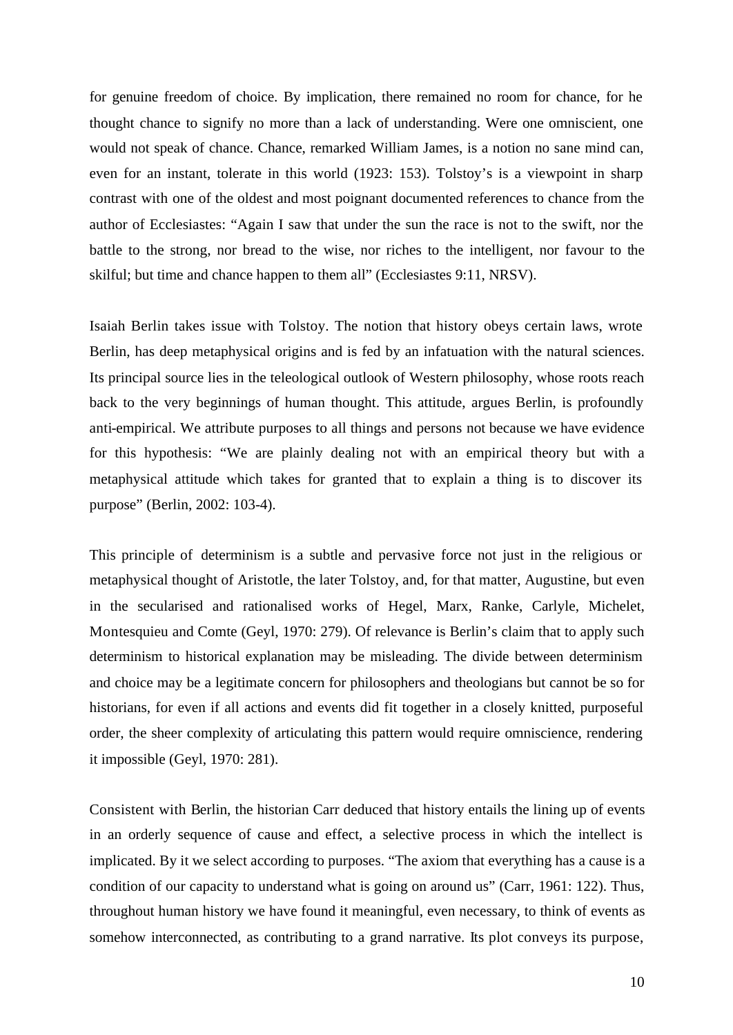for genuine freedom of choice. By implication, there remained no room for chance, for he thought chance to signify no more than a lack of understanding. Were one omniscient, one would not speak of chance. Chance, remarked William James, is a notion no sane mind can, even for an instant, tolerate in this world (1923: 153). Tolstoy's is a viewpoint in sharp contrast with one of the oldest and most poignant documented references to chance from the author of Ecclesiastes: "Again I saw that under the sun the race is not to the swift, nor the battle to the strong, nor bread to the wise, nor riches to the intelligent, nor favour to the skilful; but time and chance happen to them all" (Ecclesiastes 9:11, NRSV).

Isaiah Berlin takes issue with Tolstoy. The notion that history obeys certain laws, wrote Berlin, has deep metaphysical origins and is fed by an infatuation with the natural sciences. Its principal source lies in the teleological outlook of Western philosophy, whose roots reach back to the very beginnings of human thought. This attitude, argues Berlin, is profoundly anti-empirical. We attribute purposes to all things and persons not because we have evidence for this hypothesis: "We are plainly dealing not with an empirical theory but with a metaphysical attitude which takes for granted that to explain a thing is to discover its purpose" (Berlin, 2002: 103-4).

This principle of determinism is a subtle and pervasive force not just in the religious or metaphysical thought of Aristotle, the later Tolstoy, and, for that matter, Augustine, but even in the secularised and rationalised works of Hegel, Marx, Ranke, Carlyle, Michelet, Montesquieu and Comte (Geyl, 1970: 279). Of relevance is Berlin's claim that to apply such determinism to historical explanation may be misleading. The divide between determinism and choice may be a legitimate concern for philosophers and theologians but cannot be so for historians, for even if all actions and events did fit together in a closely knitted, purposeful order, the sheer complexity of articulating this pattern would require omniscience, rendering it impossible (Geyl, 1970: 281).

Consistent with Berlin, the historian Carr deduced that history entails the lining up of events in an orderly sequence of cause and effect, a selective process in which the intellect is implicated. By it we select according to purposes. "The axiom that everything has a cause is a condition of our capacity to understand what is going on around us" (Carr, 1961: 122). Thus, throughout human history we have found it meaningful, even necessary, to think of events as somehow interconnected, as contributing to a grand narrative. Its plot conveys its purpose,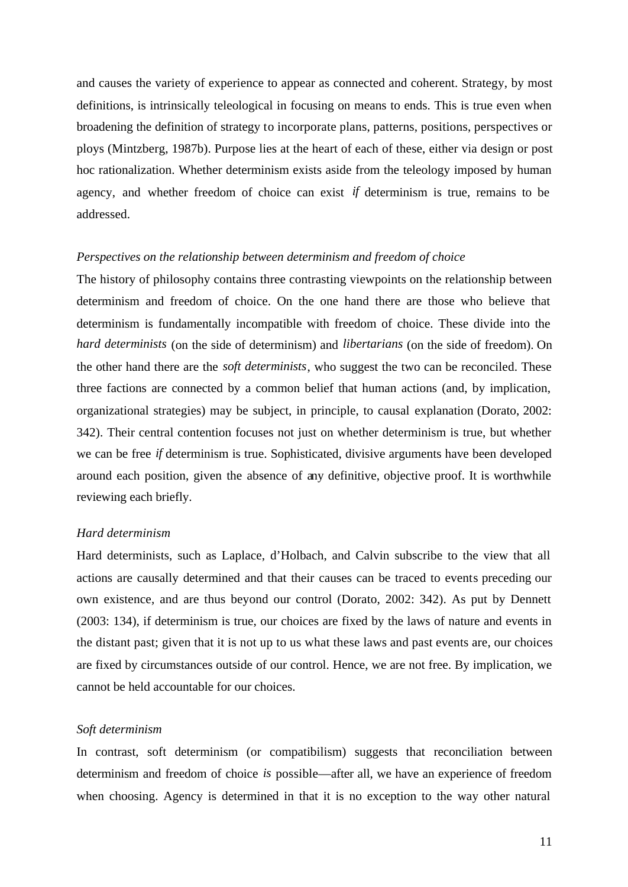and causes the variety of experience to appear as connected and coherent. Strategy, by most definitions, is intrinsically teleological in focusing on means to ends. This is true even when broadening the definition of strategy to incorporate plans, patterns, positions, perspectives or ploys (Mintzberg, 1987b). Purpose lies at the heart of each of these, either via design or post hoc rationalization. Whether determinism exists aside from the teleology imposed by human agency, and whether freedom of choice can exist *if* determinism is true, remains to be addressed.

*Perspectives on the relationship between determinism and freedom of choice*

The history of philosophy contains three contrasting viewpoints on the relationship between determinism and freedom of choice. On the one hand there are those who believe that determinism is fundamentally incompatible with freedom of choice. These divide into the *hard determinists* (on the side of determinism) and *libertarians* (on the side of freedom). On the other hand there are the *soft determinists*, who suggest the two can be reconciled. These three factions are connected by a common belief that human actions (and, by implication, organizational strategies) may be subject, in principle, to causal explanation (Dorato, 2002: 342). Their central contention focuses not just on whether determinism is true, but whether we can be free *if* determinism is true. Sophisticated, divisive arguments have been developed around each position, given the absence of any definitive, objective proof. It is worthwhile reviewing each briefly.

*Hard determinism*

Hard determinists, such as Laplace, d'Holbach, and Calvin subscribe to the view that all actions are causally determined and that their causes can be traced to events preceding our own existence, and are thus beyond our control (Dorato, 2002: 342). As put by Dennett (2003: 134), if determinism is true, our choices are fixed by the laws of nature and events in the distant past; given that it is not up to us what these laws and past events are, our choices are fixed by circumstances outside of our control. Hence, we are not free. By implication, we cannot be held accountable for our choices.

*Soft determinism*

In contrast, soft determinism (or compatibilism) suggests that reconciliation between determinism and freedom of choice *is* possible—after all, we have an experience of freedom when choosing. Agency is determined in that it is no exception to the way other natural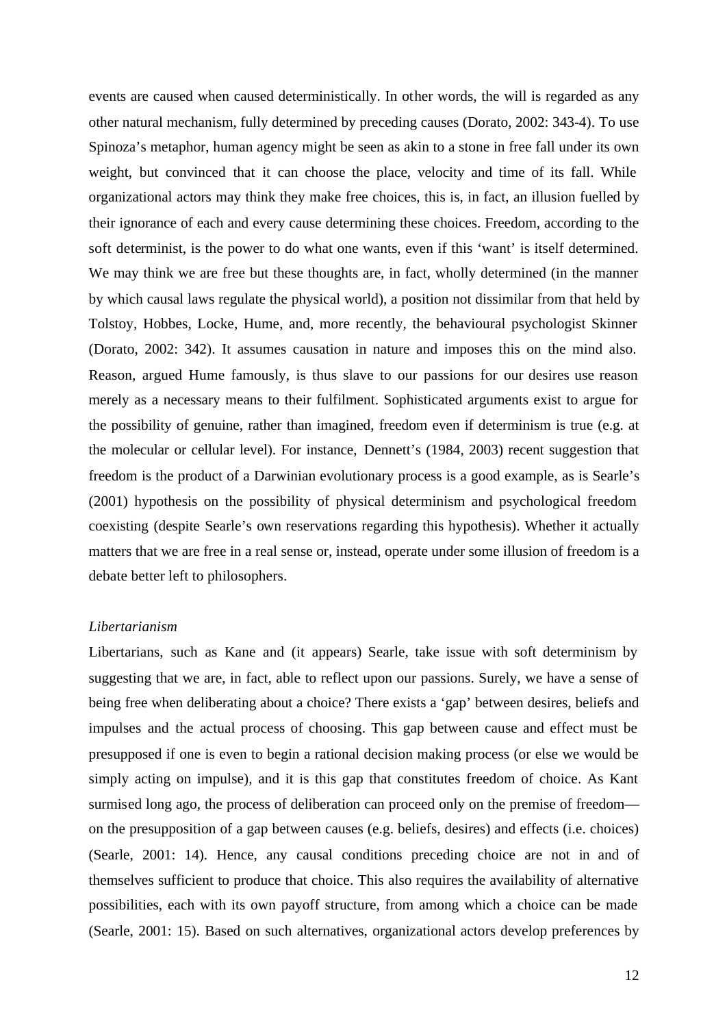events are caused when caused deterministically. In other words, the will is regarded as any other natural mechanism, fully determined by preceding causes (Dorato, 2002: 343-4). To use Spinoza's metaphor, human agency might be seen as akin to a stone in free fall under its own weight, but convinced that it can choose the place, velocity and time of its fall. While organizational actors may think they make free choices, this is, in fact, an illusion fuelled by their ignorance of each and every cause determining these choices. Freedom, according to the soft determinist, is the power to do what one wants, even if this 'want' is itself determined. We may think we are free but these thoughts are, in fact, wholly determined (in the manner by which causal laws regulate the physical world), a position not dissimilar from that held by Tolstoy, Hobbes, Locke, Hume, and, more recently, the behavioural psychologist Skinner (Dorato, 2002: 342). It assumes causation in nature and imposes this on the mind also. Reason, argued Hume famously, is thus slave to our passions for our desires use reason merely as a necessary means to their fulfilment. Sophisticated arguments exist to argue for the possibility of genuine, rather than imagined, freedom even if determinism is true (e.g. at the molecular or cellular level). For instance, Dennett's (1984, 2003) recent suggestion that freedom is the product of a Darwinian evolutionary process is a good example, as is Searle's (2001) hypothesis on the possibility of physical determinism and psychological freedom coexisting (despite Searle's own reservations regarding this hypothesis). Whether it actually matters that we are free in a real sense or, instead, operate under some illusion of freedom is a debate better left to philosophers.

*Libertarianism*

Libertarians, such as Kane and (it appears) Searle, take issue with soft determinism by suggesting that we are, in fact, able to reflect upon our passions. Surely, we have a sense of being free when deliberating about a choice? There exists a 'gap' between desires, beliefs and impulses and the actual process of choosing. This gap between cause and effect must be presupposed if one is even to begin a rational decision making process (or else we would be simply acting on impulse), and it is this gap that constitutes freedom of choice. As Kant surmised long ago, the process of deliberation can proceed only on the premise of freedom—on the presupposition of a gap between causes (e.g. beliefs, desires) and effects (i.e. choices) (Searle, 2001: 14). Hence, any causal conditions preceding choice are not in and of themselves sufficient to produce that choice. This also requires the availability of alternative possibilities, each with its own payoff structure, from among which a choice can be made (Searle, 2001: 15). Based on such alternatives, organizational actors develop preferences by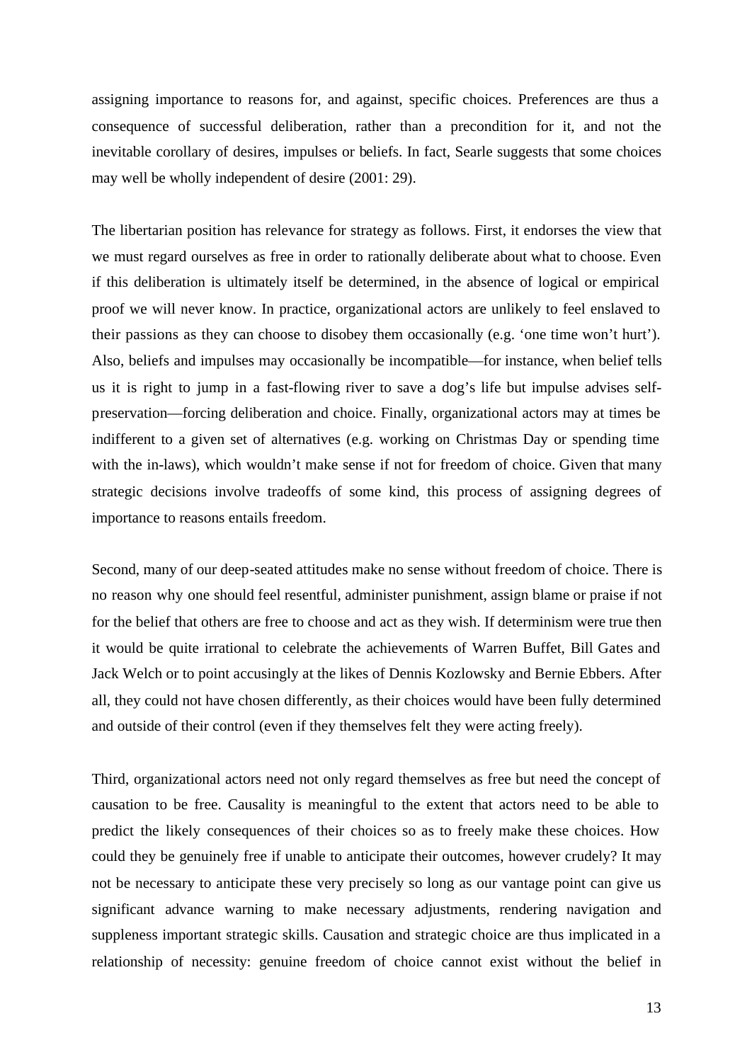assigning importance to reasons for, and against, specific choices. Preferences are thus a consequence of successful deliberation, rather than a precondition for it, and not the inevitable corollary of desires, impulses or beliefs. In fact, Searle suggests that some choices may well be wholly independent of desire (2001: 29).

The libertarian position has relevance for strategy as follows. First, it endorses the view that we must regard ourselves as free in order to rationally deliberate about what to choose. Even if this deliberation is ultimately itself be determined, in the absence of logical or empirical proof we will never know. In practice, organizational actors are unlikely to feel enslaved to their passions as they can choose to disobey them occasionally (e.g. 'one time won't hurt'). Also, beliefs and impulses may occasionally be incompatible—for instance, when belief tells us it is right to jump in a fast-flowing river to save a dog's life but impulse advises self-preservation—forcing deliberation and choice. Finally, organizational actors may at times be indifferent to a given set of alternatives (e.g. working on Christmas Day or spending time with the in-laws), which wouldn't make sense if not for freedom of choice. Given that many strategic decisions involve tradeoffs of some kind, this process of assigning degrees of importance to reasons entails freedom.

Second, many of our deep-seated attitudes make no sense without freedom of choice. There is no reason why one should feel resentful, administer punishment, assign blame or praise if not for the belief that others are free to choose and act as they wish. If determinism were true then it would be quite irrational to celebrate the achievements of Warren Buffet, Bill Gates and Jack Welch or to point accusingly at the likes of Dennis Kozlowsky and Bernie Ebbers. After all, they could not have chosen differently, as their choices would have been fully determined and outside of their control (even if they themselves felt they were acting freely).

Third, organizational actors need not only regard themselves as free but need the concept of causation to be free. Causality is meaningful to the extent that actors need to be able to predict the likely consequences of their choices so as to freely make these choices. How could they be genuinely free if unable to anticipate their outcomes, however crudely? It may not be necessary to anticipate these very precisely so long as our vantage point can give us significant advance warning to make necessary adjustments, rendering navigation and suppleness important strategic skills. Causation and strategic choice are thus implicated in a relationship of necessity: genuine freedom of choice cannot exist without the belief in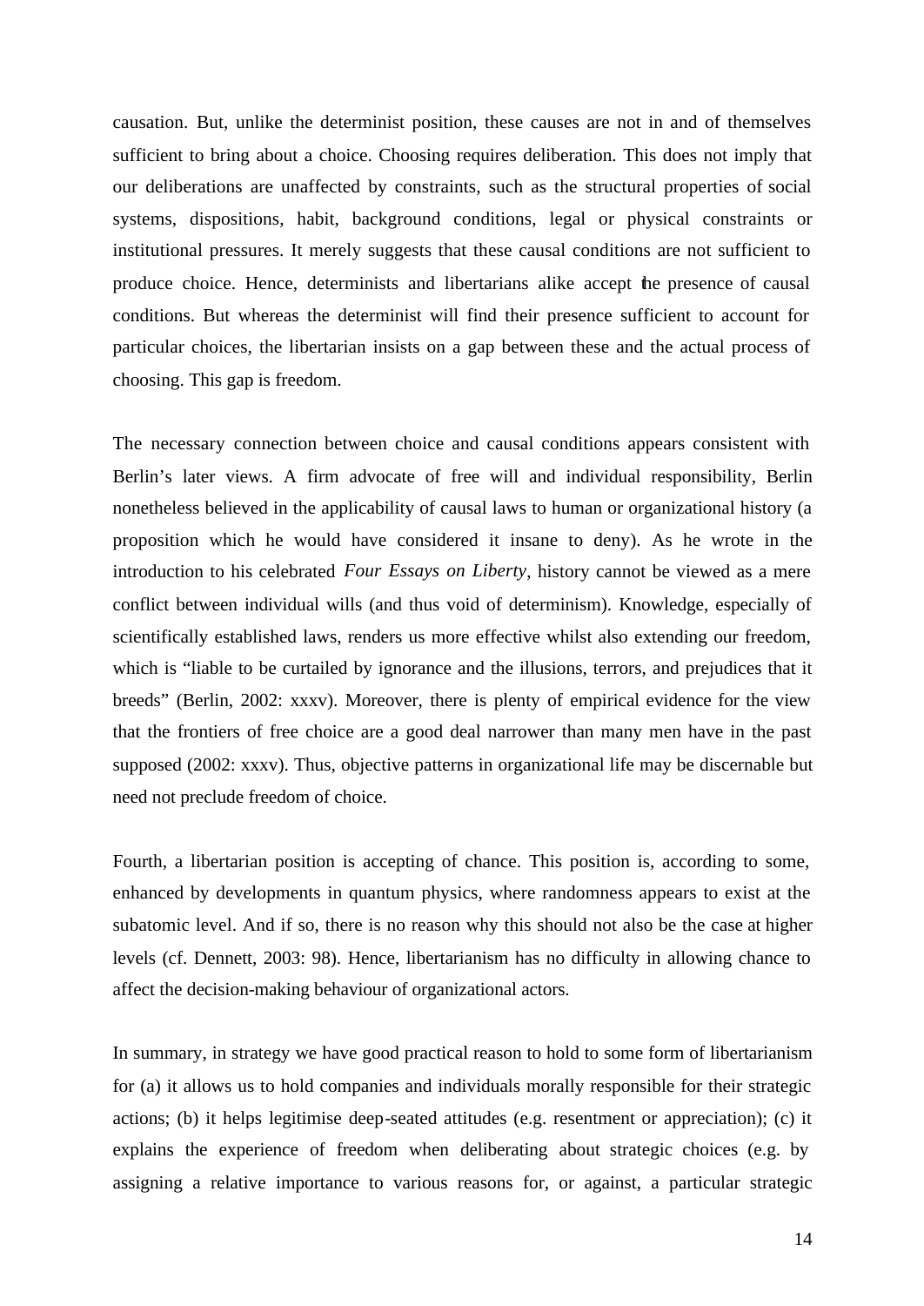causation. But, unlike the determinist position, these causes are not in and of themselves sufficient to bring about a choice. Choosing requires deliberation. This does not imply that our deliberations are unaffected by constraints, such as the structural properties of social systems, dispositions, habit, background conditions, legal or physical constraints or institutional pressures. It merely suggests that these causal conditions are not sufficient to produce choice. Hence, determinists and libertarians alike accept the presence of causal conditions. But whereas the determinist will find their presence sufficient to account for particular choices, the libertarian insists on a gap between these and the actual process of choosing. This gap is freedom.

The necessary connection between choice and causal conditions appears consistent with Berlin's later views. A firm advocate of free will and individual responsibility, Berlin nonetheless believed in the applicability of causal laws to human or organizational history (a proposition which he would have considered it insane to deny). As he wrote in the introduction to his celebrated *Four Essays on Liberty*, history cannot be viewed as a mere conflict between individual wills (and thus void of determinism). Knowledge, especially of scientifically established laws, renders us more effective whilst also extending our freedom, which is "liable to be curtailed by ignorance and the illusions, terrors, and prejudices that it breeds" (Berlin, 2002: xxxv). Moreover, there is plenty of empirical evidence for the view that the frontiers of free choice are a good deal narrower than many men have in the past supposed (2002: xxxv). Thus, objective patterns in organizational life may be discernable but need not preclude freedom of choice.

Fourth, a libertarian position is accepting of chance. This position is, according to some, enhanced by developments in quantum physics, where randomness appears to exist at the subatomic level. And if so, there is no reason why this should not also be the case at higher levels (cf. Dennett, 2003: 98). Hence, libertarianism has no difficulty in allowing chance to affect the decision-making behaviour of organizational actors.

In summary, in strategy we have good practical reason to hold to some form of libertarianism for (a) it allows us to hold companies and individuals morally responsible for their strategic actions; (b) it helps legitimise deep-seated attitudes (e.g. resentment or appreciation); (c) it explains the experience of freedom when deliberating about strategic choices (e.g. by assigning a relative importance to various reasons for, or against, a particular strategic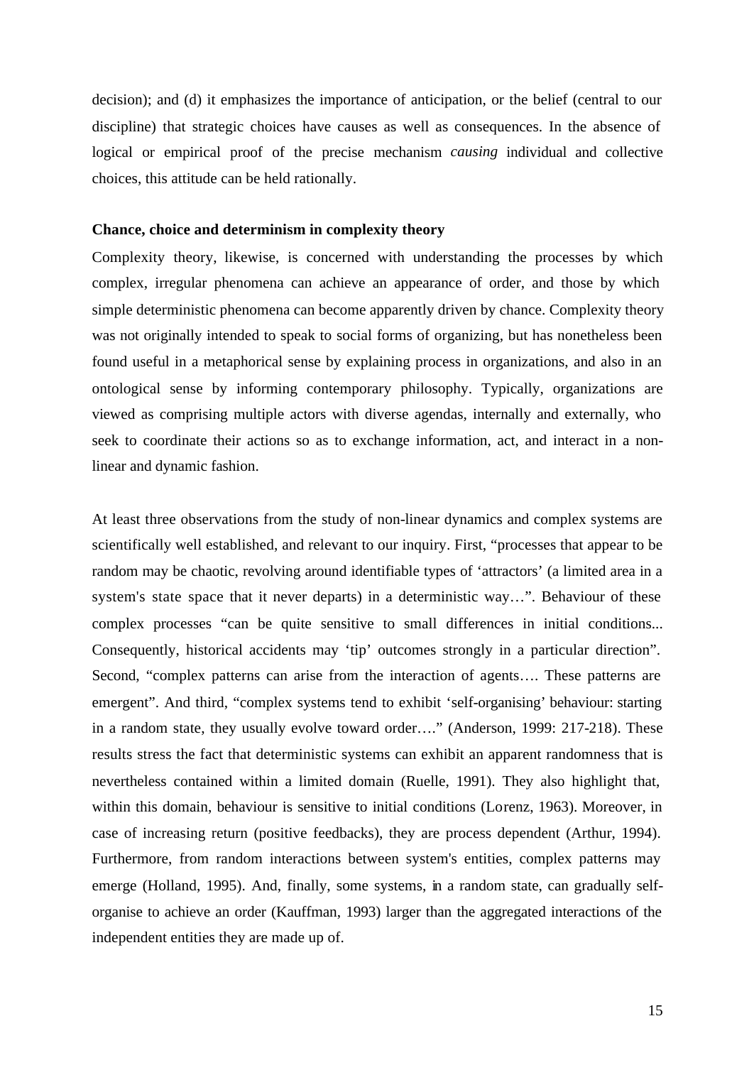decision); and (d) it emphasizes the importance of anticipation, or the belief (central to our discipline) that strategic choices have causes as well as consequences. In the absence of logical or empirical proof of the precise mechanism *causing* individual and collective choices, this attitude can be held rationally.

**Chance, choice and determinism in complexity theory**

Complexity theory, likewise, is concerned with understanding the processes by which complex, irregular phenomena can achieve an appearance of order, and those by which simple deterministic phenomena can become apparently driven by chance. Complexity theory was not originally intended to speak to social forms of organizing, but has nonetheless been found useful in a metaphorical sense by explaining process in organizations, and also in an ontological sense by informing contemporary philosophy. Typically, organizations are viewed as comprising multiple actors with diverse agendas, internally and externally, who seek to coordinate their actions so as to exchange information, act, and interact in a non-linear and dynamic fashion.

At least three observations from the study of non-linear dynamics and complex systems are scientifically well established, and relevant to our inquiry. First, "processes that appear to be random may be chaotic, revolving around identifiable types of 'attractors' (a limited area in a system's state space that it never departs) in a deterministic way…". Behaviour of these complex processes "can be quite sensitive to small differences in initial conditions... Consequently, historical accidents may 'tip' outcomes strongly in a particular direction". Second, "complex patterns can arise from the interaction of agents…. These patterns are emergent". And third, "complex systems tend to exhibit 'self-organising' behaviour: starting in a random state, they usually evolve toward order…." (Anderson, 1999: 217-218). These results stress the fact that deterministic systems can exhibit an apparent randomness that is nevertheless contained within a limited domain (Ruelle, 1991). They also highlight that, within this domain, behaviour is sensitive to initial conditions (Lorenz, 1963). Moreover, in case of increasing return (positive feedbacks), they are process dependent (Arthur, 1994). Furthermore, from random interactions between system's entities, complex patterns may emerge (Holland, 1995). And, finally, some systems, in a random state, can gradually self-organise to achieve an order (Kauffman, 1993) larger than the aggregated interactions of the independent entities they are made up of.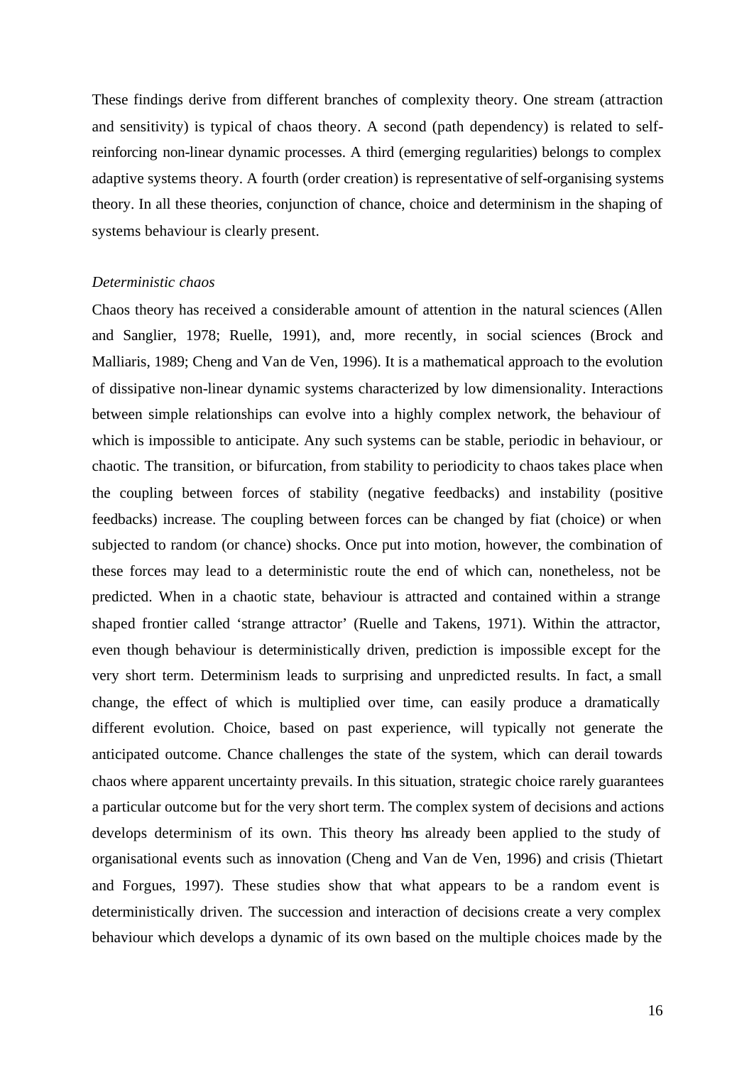These findings derive from different branches of complexity theory. One stream (attraction and sensitivity) is typical of chaos theory. A second (path dependency) is related to self-reinforcing non-linear dynamic processes. A third (emerging regularities) belongs to complex adaptive systems theory. A fourth (order creation) is representative of self-organising systems theory. In all these theories, conjunction of chance, choice and determinism in the shaping of systems behaviour is clearly present.

*Deterministic chaos*

Chaos theory has received a considerable amount of attention in the natural sciences (Allen and Sanglier, 1978; Ruelle, 1991), and, more recently, in social sciences (Brock and Malliaris, 1989; Cheng and Van de Ven, 1996). It is a mathematical approach to the evolution of dissipative non-linear dynamic systems characterized by low dimensionality. Interactions between simple relationships can evolve into a highly complex network, the behaviour of which is impossible to anticipate. Any such systems can be stable, periodic in behaviour, or chaotic. The transition, or bifurcation, from stability to periodicity to chaos takes place when the coupling between forces of stability (negative feedbacks) and instability (positive feedbacks) increase. The coupling between forces can be changed by fiat (choice) or when subjected to random (or chance) shocks. Once put into motion, however, the combination of these forces may lead to a deterministic route the end of which can, nonetheless, not be predicted. When in a chaotic state, behaviour is attracted and contained within a strange shaped frontier called 'strange attractor' (Ruelle and Takens, 1971). Within the attractor, even though behaviour is deterministically driven, prediction is impossible except for the very short term. Determinism leads to surprising and unpredicted results. In fact, a small change, the effect of which is multiplied over time, can easily produce a dramatically different evolution. Choice, based on past experience, will typically not generate the anticipated outcome. Chance challenges the state of the system, which can derail towards chaos where apparent uncertainty prevails. In this situation, strategic choice rarely guarantees a particular outcome but for the very short term. The complex system of decisions and actions develops determinism of its own. This theory has already been applied to the study of organisational events such as innovation (Cheng and Van de Ven, 1996) and crisis (Thietart and Forgues, 1997). These studies show that what appears to be a random event is deterministically driven. The succession and interaction of decisions create a very complex behaviour which develops a dynamic of its own based on the multiple choices made by the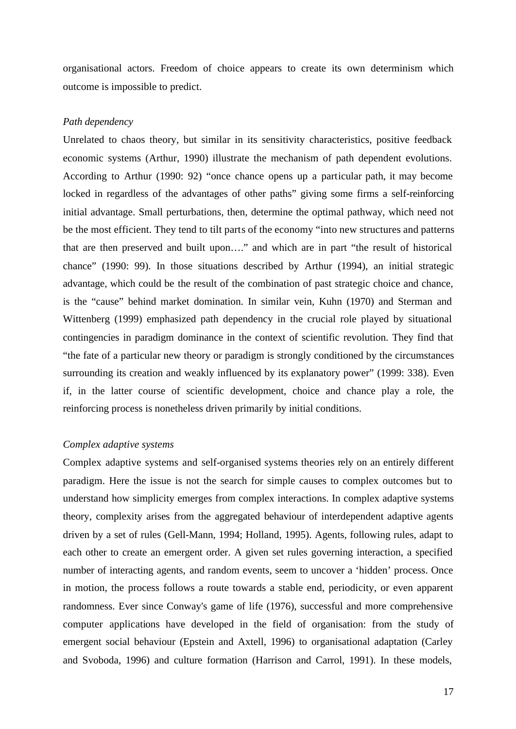organisational actors. Freedom of choice appears to create its own determinism which outcome is impossible to predict.

*Path dependency*

Unrelated to chaos theory, but similar in its sensitivity characteristics, positive feedback economic systems (Arthur, 1990) illustrate the mechanism of path dependent evolutions. According to Arthur (1990: 92) "once chance opens up a particular path, it may become locked in regardless of the advantages of other paths" giving some firms a self-reinforcing initial advantage. Small perturbations, then, determine the optimal pathway, which need not be the most efficient. They tend to tilt parts of the economy "into new structures and patterns that are then preserved and built upon…." and which are in part "the result of historical chance" (1990: 99). In those situations described by Arthur (1994), an initial strategic advantage, which could be the result of the combination of past strategic choice and chance, is the "cause" behind market domination. In similar vein, Kuhn (1970) and Sterman and Wittenberg (1999) emphasized path dependency in the crucial role played by situational contingencies in paradigm dominance in the context of scientific revolution. They find that "the fate of a particular new theory or paradigm is strongly conditioned by the circumstances surrounding its creation and weakly influenced by its explanatory power" (1999: 338). Even if, in the latter course of scientific development, choice and chance play a role, the reinforcing process is nonetheless driven primarily by initial conditions.

*Complex adaptive systems*

Complex adaptive systems and self-organised systems theories rely on an entirely different paradigm. Here the issue is not the search for simple causes to complex outcomes but to understand how simplicity emerges from complex interactions. In complex adaptive systems theory, complexity arises from the aggregated behaviour of interdependent adaptive agents driven by a set of rules (Gell-Mann, 1994; Holland, 1995). Agents, following rules, adapt to each other to create an emergent order. A given set rules governing interaction, a specified number of interacting agents, and random events, seem to uncover a 'hidden' process. Once in motion, the process follows a route towards a stable end, periodicity, or even apparent randomness. Ever since Conway's game of life (1976), successful and more comprehensive computer applications have developed in the field of organisation: from the study of emergent social behaviour (Epstein and Axtell, 1996) to organisational adaptation (Carley and Svoboda, 1996) and culture formation (Harrison and Carrol, 1991). In these models,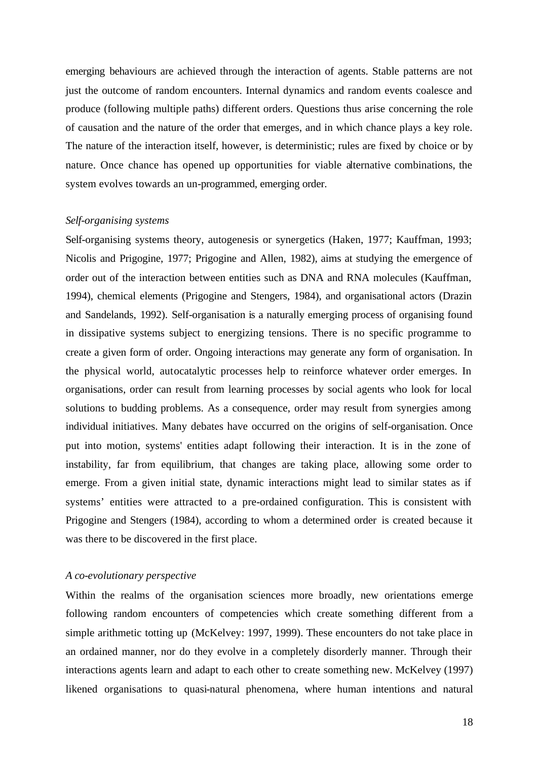emerging behaviours are achieved through the interaction of agents. Stable patterns are not just the outcome of random encounters. Internal dynamics and random events coalesce and produce (following multiple paths) different orders. Questions thus arise concerning the role of causation and the nature of the order that emerges, and in which chance plays a key role. The nature of the interaction itself, however, is deterministic; rules are fixed by choice or by nature. Once chance has opened up opportunities for viable alternative combinations, the system evolves towards an un-programmed, emerging order.

*Self-organising systems*

Self-organising systems theory, autogenesis or synergetics (Haken, 1977; Kauffman, 1993; Nicolis and Prigogine, 1977; Prigogine and Allen, 1982), aims at studying the emergence of order out of the interaction between entities such as DNA and RNA molecules (Kauffman, 1994), chemical elements (Prigogine and Stengers, 1984), and organisational actors (Drazin and Sandelands, 1992). Self-organisation is a naturally emerging process of organising found in dissipative systems subject to energizing tensions. There is no specific programme to create a given form of order. Ongoing interactions may generate any form of organisation. In the physical world, autocatalytic processes help to reinforce whatever order emerges. In organisations, order can result from learning processes by social agents who look for local solutions to budding problems. As a consequence, order may result from synergies among individual initiatives. Many debates have occurred on the origins of self-organisation. Once put into motion, systems' entities adapt following their interaction. It is in the zone of instability, far from equilibrium, that changes are taking place, allowing some order to emerge. From a given initial state, dynamic interactions might lead to similar states as if systems' entities were attracted to a pre-ordained configuration. This is consistent with Prigogine and Stengers (1984), according to whom a determined order is created because it was there to be discovered in the first place.

*A co-evolutionary perspective*

Within the realms of the organisation sciences more broadly, new orientations emerge following random encounters of competencies which create something different from a simple arithmetic totting up (McKelvey: 1997, 1999). These encounters do not take place in an ordained manner, nor do they evolve in a completely disorderly manner. Through their interactions agents learn and adapt to each other to create something new. McKelvey (1997) likened organisations to quasi-natural phenomena, where human intentions and natural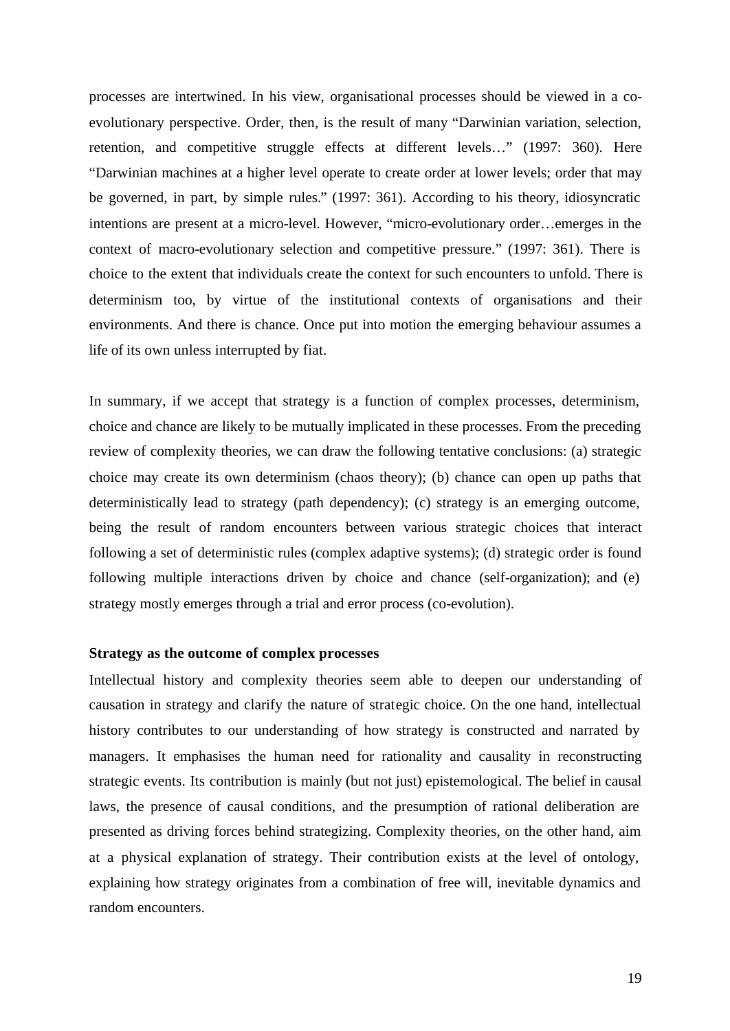processes are intertwined. In his view, organisational processes should be viewed in a co-evolutionary perspective. Order, then, is the result of many "Darwinian variation, selection, retention, and competitive struggle effects at different levels…" (1997: 360). Here "Darwinian machines at a higher level operate to create order at lower levels; order that may be governed, in part, by simple rules." (1997: 361). According to his theory, idiosyncratic intentions are present at a micro-level. However, "micro-evolutionary order…emerges in the context of macro-evolutionary selection and competitive pressure." (1997: 361). There is choice to the extent that individuals create the context for such encounters to unfold. There is determinism too, by virtue of the institutional contexts of organisations and their environments. And there is chance. Once put into motion the emerging behaviour assumes a life of its own unless interrupted by fiat.

In summary, if we accept that strategy is a function of complex processes, determinism, choice and chance are likely to be mutually implicated in these processes. From the preceding review of complexity theories, we can draw the following tentative conclusions: (a) strategic choice may create its own determinism (chaos theory); (b) chance can open up paths that deterministically lead to strategy (path dependency); (c) strategy is an emerging outcome, being the result of random encounters between various strategic choices that interact following a set of deterministic rules (complex adaptive systems); (d) strategic order is found following multiple interactions driven by choice and chance (self-organization); and (e) strategy mostly emerges through a trial and error process (co-evolution).

**Strategy as the outcome of complex processes**

Intellectual history and complexity theories seem able to deepen our understanding of causation in strategy and clarify the nature of strategic choice. On the one hand, intellectual history contributes to our understanding of how strategy is constructed and narrated by managers. It emphasises the human need for rationality and causality in reconstructing strategic events. Its contribution is mainly (but not just) epistemological. The belief in causal laws, the presence of causal conditions, and the presumption of rational deliberation are presented as driving forces behind strategizing. Complexity theories, on the other hand, aim at a physical explanation of strategy. Their contribution exists at the level of ontology, explaining how strategy originates from a combination of free will, inevitable dynamics and random encounters.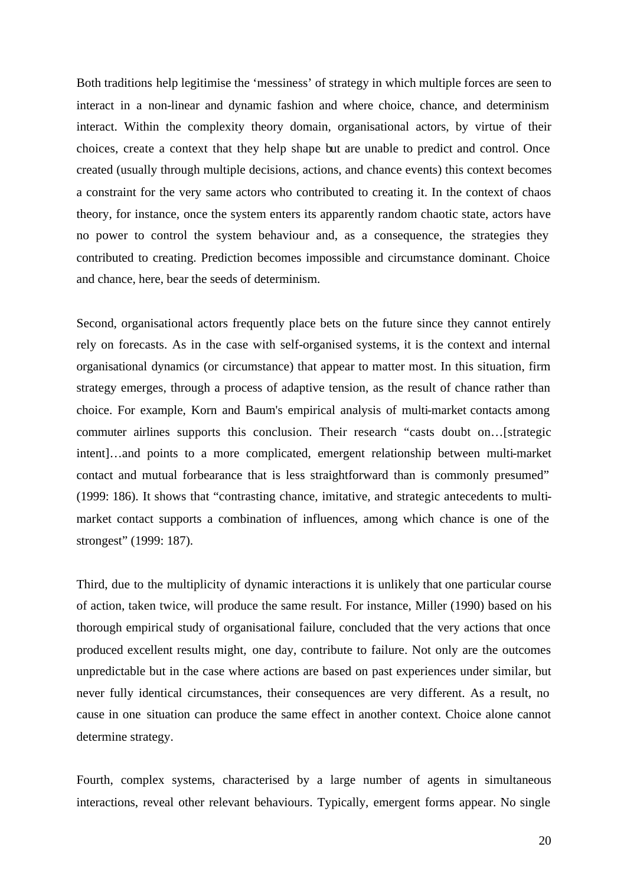Both traditions help legitimise the 'messiness' of strategy in which multiple forces are seen to interact in a non-linear and dynamic fashion and where choice, chance, and determinism interact. Within the complexity theory domain, organisational actors, by virtue of their choices, create a context that they help shape but are unable to predict and control. Once created (usually through multiple decisions, actions, and chance events) this context becomes a constraint for the very same actors who contributed to creating it. In the context of chaos theory, for instance, once the system enters its apparently random chaotic state, actors have no power to control the system behaviour and, as a consequence, the strategies they contributed to creating. Prediction becomes impossible and circumstance dominant. Choice and chance, here, bear the seeds of determinism.

Second, organisational actors frequently place bets on the future since they cannot entirely rely on forecasts. As in the case with self-organised systems, it is the context and internal organisational dynamics (or circumstance) that appear to matter most. In this situation, firm strategy emerges, through a process of adaptive tension, as the result of chance rather than choice. For example, Korn and Baum's empirical analysis of multi-market contacts among commuter airlines supports this conclusion. Their research "casts doubt on…[strategic intent]…and points to a more complicated, emergent relationship between multi-market contact and mutual forbearance that is less straightforward than is commonly presumed" (1999: 186). It shows that "contrasting chance, imitative, and strategic antecedents to multi-market contact supports a combination of influences, among which chance is one of the strongest" (1999: 187).

Third, due to the multiplicity of dynamic interactions it is unlikely that one particular course of action, taken twice, will produce the same result. For instance, Miller (1990) based on his thorough empirical study of organisational failure, concluded that the very actions that once produced excellent results might, one day, contribute to failure. Not only are the outcomes unpredictable but in the case where actions are based on past experiences under similar, but never fully identical circumstances, their consequences are very different. As a result, no cause in one situation can produce the same effect in another context. Choice alone cannot determine strategy.

Fourth, complex systems, characterised by a large number of agents in simultaneous interactions, reveal other relevant behaviours. Typically, emergent forms appear. No single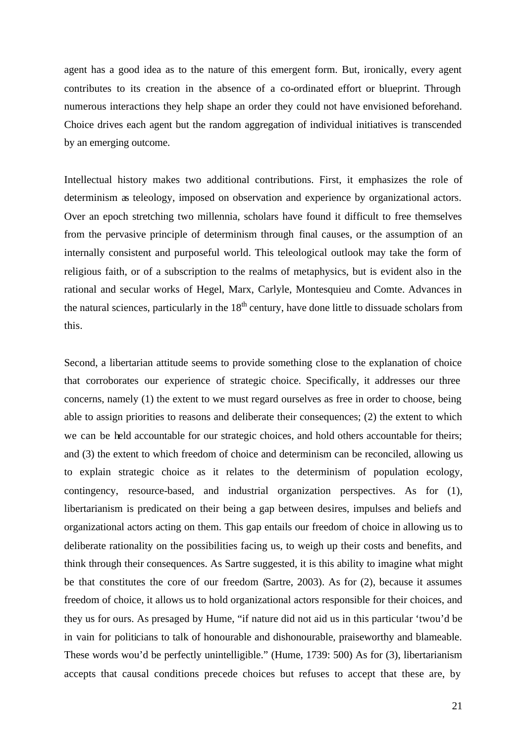agent has a good idea as to the nature of this emergent form. But, ironically, every agent contributes to its creation in the absence of a co-ordinated effort or blueprint. Through numerous interactions they help shape an order they could not have envisioned beforehand. Choice drives each agent but the random aggregation of individual initiatives is transcended by an emerging outcome.

Intellectual history makes two additional contributions. First, it emphasizes the role of determinism as teleology, imposed on observation and experience by organizational actors. Over an epoch stretching two millennia, scholars have found it difficult to free themselves from the pervasive principle of determinism through final causes, or the assumption of an internally consistent and purposeful world. This teleological outlook may take the form of religious faith, or of a subscription to the realms of metaphysics, but is evident also in the rational and secular works of Hegel, Marx, Carlyle, Montesquieu and Comte. Advances in the natural sciences, particularly in the 18th century, have done little to dissuade scholars from this.

Second, a libertarian attitude seems to provide something close to the explanation of choice that corroborates our experience of strategic choice. Specifically, it addresses our three concerns, namely (1) the extent to we must regard ourselves as free in order to choose, being able to assign priorities to reasons and deliberate their consequences; (2) the extent to which we can be held accountable for our strategic choices, and hold others accountable for theirs; and (3) the extent to which freedom of choice and determinism can be reconciled, allowing us to explain strategic choice as it relates to the determinism of population ecology, contingency, resource-based, and industrial organization perspectives. As for (1), libertarianism is predicated on their being a gap between desires, impulses and beliefs and organizational actors acting on them. This gap entails our freedom of choice in allowing us to deliberate rationality on the possibilities facing us, to weigh up their costs and benefits, and think through their consequences. As Sartre suggested, it is this ability to imagine what might be that constitutes the core of our freedom (Sartre, 2003). As for (2), because it assumes freedom of choice, it allows us to hold organizational actors responsible for their choices, and they us for ours. As presaged by Hume, “if nature did not aid us in this particular ‘twou’d be in vain for politicians to talk of honourable and dishonourable, praiseworthy and blameable. These words wou’d be perfectly unintelligible.” (Hume, 1739: 500) As for (3), libertarianism accepts that causal conditions precede choices but refuses to accept that these are, by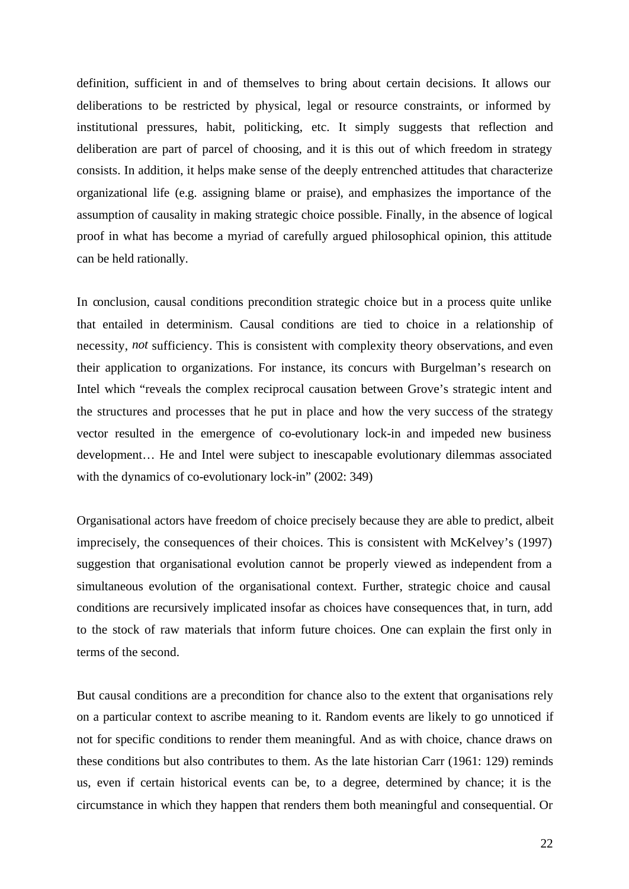definition, sufficient in and of themselves to bring about certain decisions. It allows our deliberations to be restricted by physical, legal or resource constraints, or informed by institutional pressures, habit, politicking, etc. It simply suggests that reflection and deliberation are part of parcel of choosing, and it is this out of which freedom in strategy consists. In addition, it helps make sense of the deeply entrenched attitudes that characterize organizational life (e.g. assigning blame or praise), and emphasizes the importance of the assumption of causality in making strategic choice possible. Finally, in the absence of logical proof in what has become a myriad of carefully argued philosophical opinion, this attitude can be held rationally.

In conclusion, causal conditions precondition strategic choice but in a process quite unlike that entailed in determinism. Causal conditions are tied to choice in a relationship of necessity, *not* sufficiency. This is consistent with complexity theory observations, and even their application to organizations. For instance, its concurs with Burgelman's research on Intel which "reveals the complex reciprocal causation between Grove's strategic intent and the structures and processes that he put in place and how the very success of the strategy vector resulted in the emergence of co-evolutionary lock-in and impeded new business development… He and Intel were subject to inescapable evolutionary dilemmas associated with the dynamics of co-evolutionary lock-in" (2002: 349)

Organisational actors have freedom of choice precisely because they are able to predict, albeit imprecisely, the consequences of their choices. This is consistent with McKelvey's (1997) suggestion that organisational evolution cannot be properly viewed as independent from a simultaneous evolution of the organisational context. Further, strategic choice and causal conditions are recursively implicated insofar as choices have consequences that, in turn, add to the stock of raw materials that inform future choices. One can explain the first only in terms of the second.

But causal conditions are a precondition for chance also to the extent that organisations rely on a particular context to ascribe meaning to it. Random events are likely to go unnoticed if not for specific conditions to render them meaningful. And as with choice, chance draws on these conditions but also contributes to them. As the late historian Carr (1961: 129) reminds us, even if certain historical events can be, to a degree, determined by chance; it is the circumstance in which they happen that renders them both meaningful and consequential. Or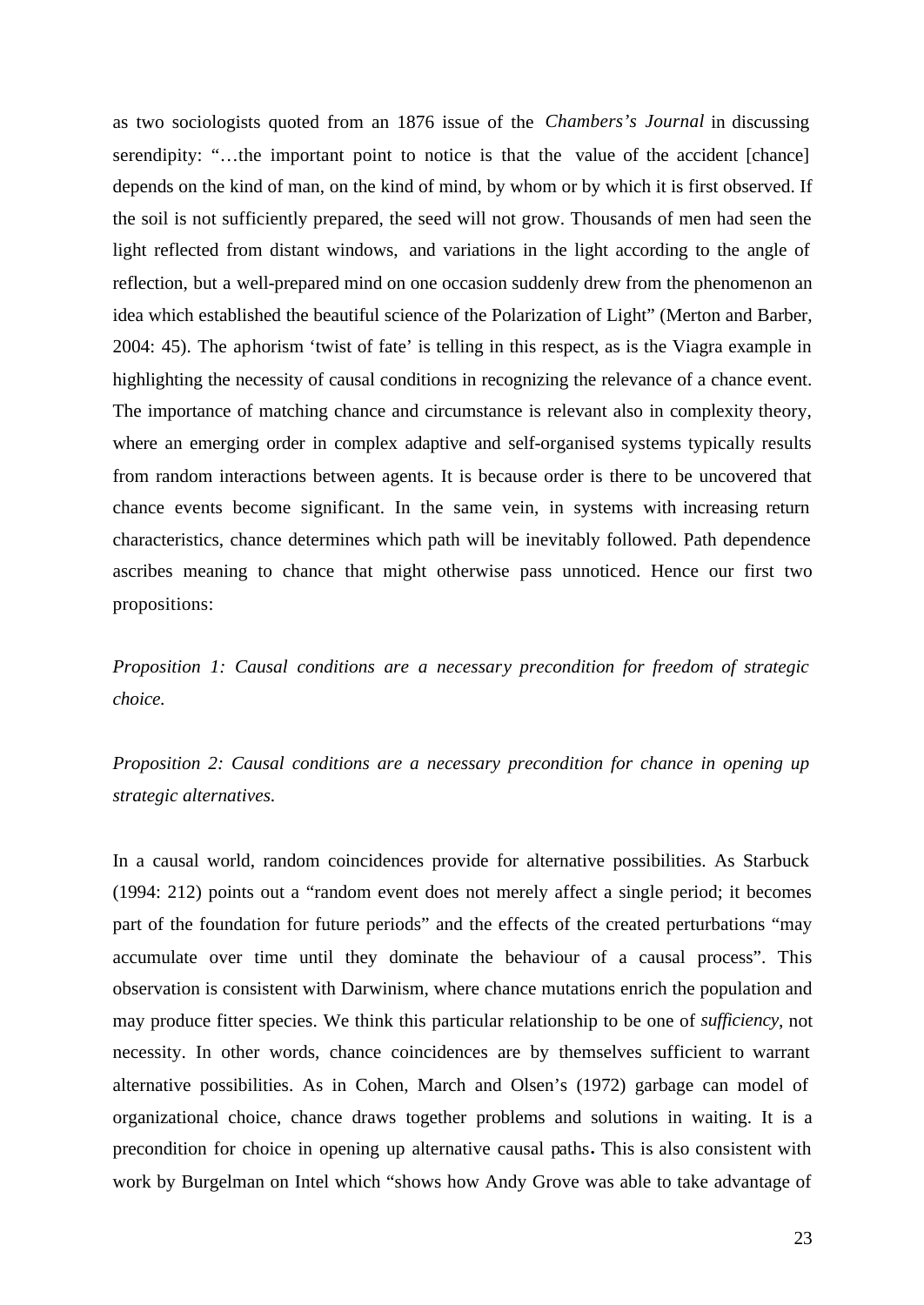as two sociologists quoted from an 1876 issue of the *Chambers's Journal* in discussing serendipity: "…the important point to notice is that the value of the accident [chance] depends on the kind of man, on the kind of mind, by whom or by which it is first observed. If the soil is not sufficiently prepared, the seed will not grow. Thousands of men had seen the light reflected from distant windows, and variations in the light according to the angle of reflection, but a well-prepared mind on one occasion suddenly drew from the phenomenon an idea which established the beautiful science of the Polarization of Light" (Merton and Barber, 2004: 45). The aphorism 'twist of fate' is telling in this respect, as is the Viagra example in highlighting the necessity of causal conditions in recognizing the relevance of a chance event. The importance of matching chance and circumstance is relevant also in complexity theory, where an emerging order in complex adaptive and self-organised systems typically results from random interactions between agents. It is because order is there to be uncovered that chance events become significant. In the same vein, in systems with increasing return characteristics, chance determines which path will be inevitably followed. Path dependence ascribes meaning to chance that might otherwise pass unnoticed. Hence our first two propositions:

*Proposition 1: Causal conditions are a necessary precondition for freedom of strategic choice.*

*Proposition 2: Causal conditions are a necessary precondition for chance in opening up strategic alternatives.*

In a causal world, random coincidences provide for alternative possibilities. As Starbuck (1994: 212) points out a "random event does not merely affect a single period; it becomes part of the foundation for future periods" and the effects of the created perturbations "may accumulate over time until they dominate the behaviour of a causal process". This observation is consistent with Darwinism, where chance mutations enrich the population and may produce fitter species. We think this particular relationship to be one of *sufficiency*, not necessity. In other words, chance coincidences are by themselves sufficient to warrant alternative possibilities. As in Cohen, March and Olsen's (1972) garbage can model of organizational choice, chance draws together problems and solutions in waiting. It is a precondition for choice in opening up alternative causal paths**.** This is also consistent with work by Burgelman on Intel which "shows how Andy Grove was able to take advantage of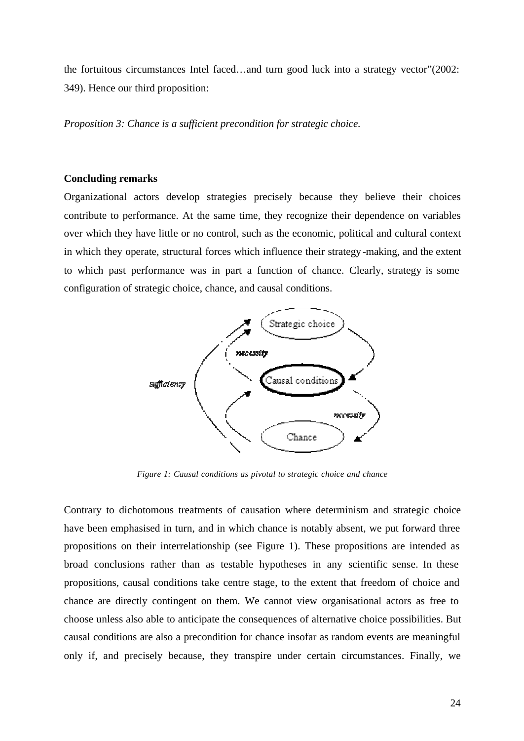the fortuitous circumstances Intel faced…and turn good luck into a strategy vector"(2002: 349). Hence our third proposition:

*Proposition 3: Chance is a sufficient precondition for strategic choice.*

**Concluding remarks**

Organizational actors develop strategies precisely because they believe their choices contribute to performance. At the same time, they recognize their dependence on variables over which they have little or no control, such as the economic, political and cultural context in which they operate, structural forces which influence their strategy-making, and the extent to which past performance was in part a function of chance. Clearly, strategy is some configuration of strategic choice, chance, and causal conditions.

*Figure 1: Causal conditions as pivotal to strategic choice and chance*

Contrary to dichotomous treatments of causation where determinism and strategic choice have been emphasised in turn, and in which chance is notably absent, we put forward three propositions on their interrelationship (see Figure 1). These propositions are intended as broad conclusions rather than as testable hypotheses in any scientific sense. In these propositions, causal conditions take centre stage, to the extent that freedom of choice and chance are directly contingent on them. We cannot view organisational actors as free to choose unless also able to anticipate the consequences of alternative choice possibilities. But causal conditions are also a precondition for chance insofar as random events are meaningful only if, and precisely because, they transpire under certain circumstances. Finally, we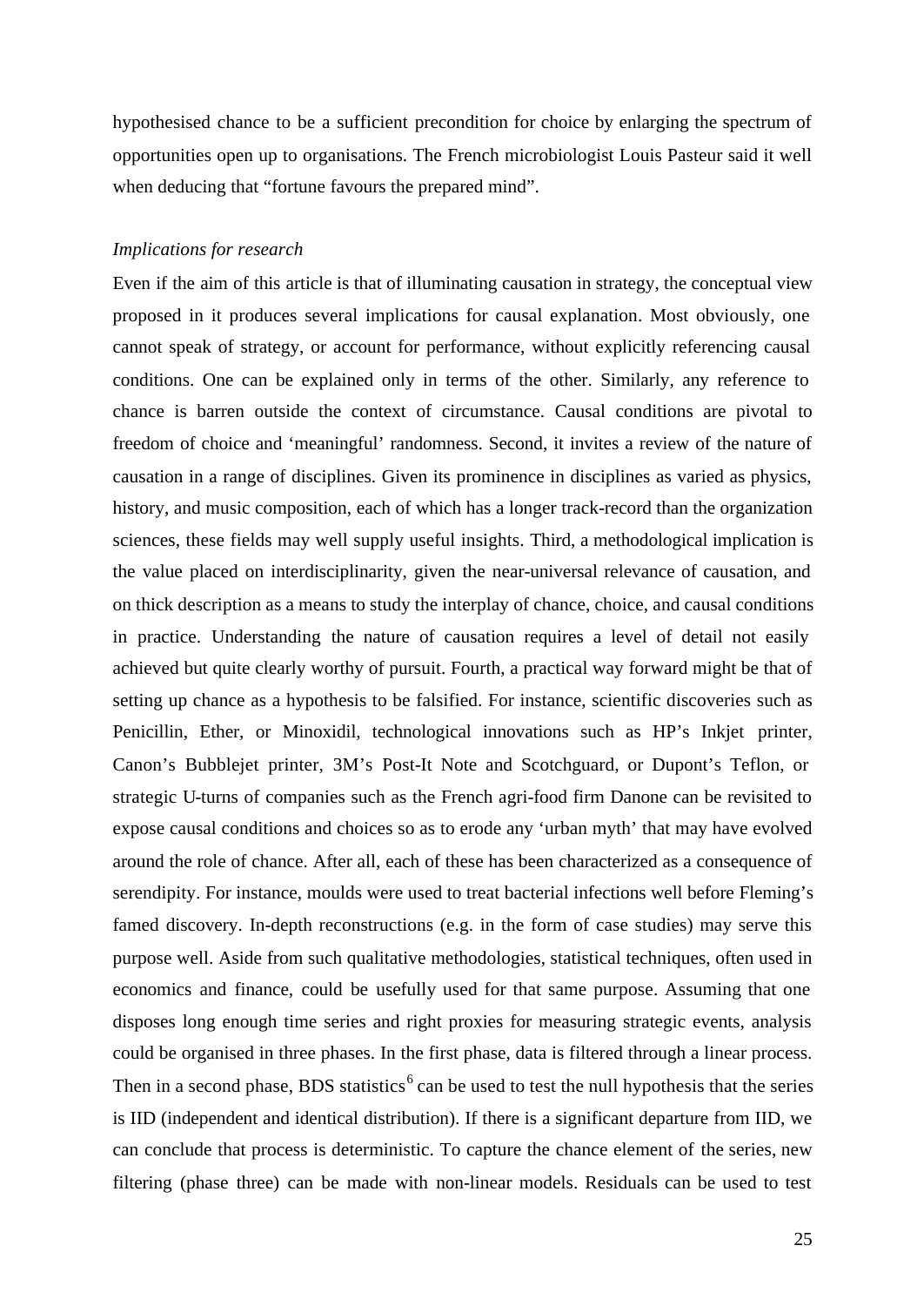hypothesised chance to be a sufficient precondition for choice by enlarging the spectrum of opportunities open up to organisations. The French microbiologist Louis Pasteur said it well when deducing that "fortune favours the prepared mind".

*Implications for research*

Even if the aim of this article is that of illuminating causation in strategy, the conceptual view proposed in it produces several implications for causal explanation. Most obviously, one cannot speak of strategy, or account for performance, without explicitly referencing causal conditions. One can be explained only in terms of the other. Similarly, any reference to chance is barren outside the context of circumstance. Causal conditions are pivotal to freedom of choice and 'meaningful' randomness. Second, it invites a review of the nature of causation in a range of disciplines. Given its prominence in disciplines as varied as physics, history, and music composition, each of which has a longer track-record than the organization sciences, these fields may well supply useful insights. Third, a methodological implication is the value placed on interdisciplinarity, given the near-universal relevance of causation, and on thick description as a means to study the interplay of chance, choice, and causal conditions in practice. Understanding the nature of causation requires a level of detail not easily achieved but quite clearly worthy of pursuit. Fourth, a practical way forward might be that of setting up chance as a hypothesis to be falsified. For instance, scientific discoveries such as Penicillin, Ether, or Minoxidil, technological innovations such as HP's Inkjet printer, Canon's Bubblejet printer, 3M's Post-It Note and Scotchguard, or Dupont's Teflon, or strategic U-turns of companies such as the French agri-food firm Danone can be revisited to expose causal conditions and choices so as to erode any 'urban myth' that may have evolved around the role of chance. After all, each of these has been characterized as a consequence of serendipity. For instance, moulds were used to treat bacterial infections well before Fleming's famed discovery. In-depth reconstructions (e.g. in the form of case studies) may serve this purpose well. Aside from such qualitative methodologies, statistical techniques, often used in economics and finance, could be usefully used for that same purpose. Assuming that one disposes long enough time series and right proxies for measuring strategic events, analysis could be organised in three phases. In the first phase, data is filtered through a linear process. Then in a second phase, BDS statistics[6] can be used to test the null hypothesis that the series is IID (independent and identical distribution). If there is a significant departure from IID, we can conclude that process is deterministic. To capture the chance element of the series, new filtering (phase three) can be made with non-linear models. Residuals can be used to test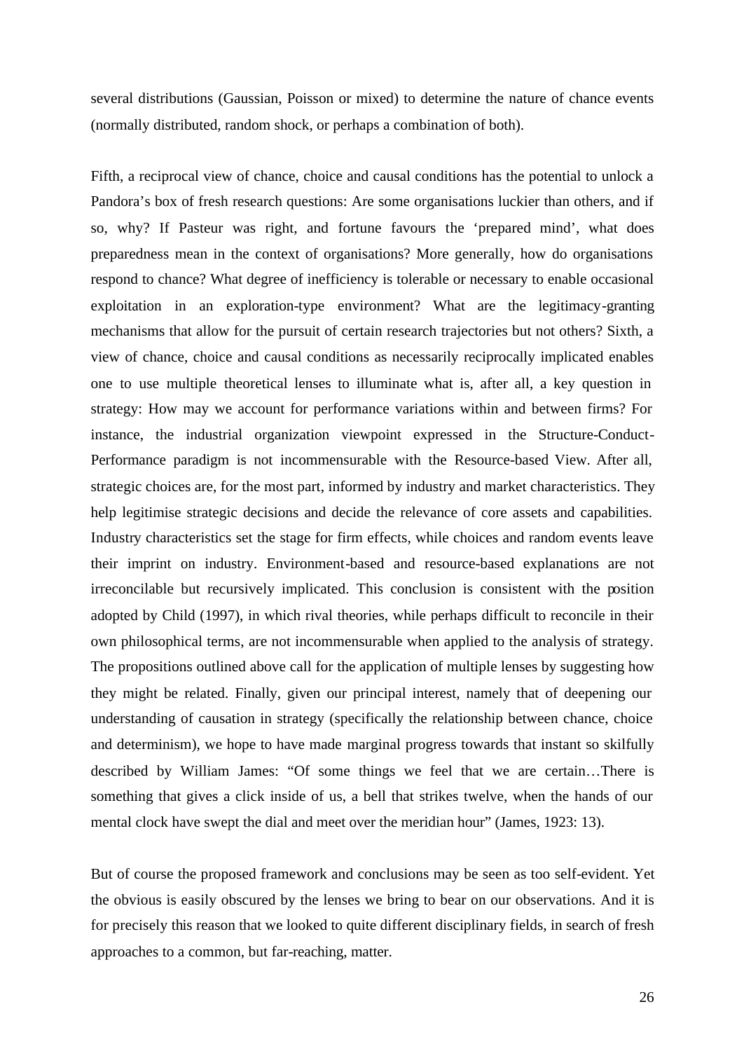several distributions (Gaussian, Poisson or mixed) to determine the nature of chance events (normally distributed, random shock, or perhaps a combination of both).

Fifth, a reciprocal view of chance, choice and causal conditions has the potential to unlock a Pandora's box of fresh research questions: Are some organisations luckier than others, and if so, why? If Pasteur was right, and fortune favours the 'prepared mind', what does preparedness mean in the context of organisations? More generally, how do organisations respond to chance? What degree of inefficiency is tolerable or necessary to enable occasional exploitation in an exploration-type environment? What are the legitimacy-granting mechanisms that allow for the pursuit of certain research trajectories but not others? Sixth, a view of chance, choice and causal conditions as necessarily reciprocally implicated enables one to use multiple theoretical lenses to illuminate what is, after all, a key question in strategy: How may we account for performance variations within and between firms? For instance, the industrial organization viewpoint expressed in the Structure-Conduct-Performance paradigm is not incommensurable with the Resource-based View. After all, strategic choices are, for the most part, informed by industry and market characteristics. They help legitimise strategic decisions and decide the relevance of core assets and capabilities. Industry characteristics set the stage for firm effects, while choices and random events leave their imprint on industry. Environment-based and resource-based explanations are not irreconcilable but recursively implicated. This conclusion is consistent with the position adopted by Child (1997), in which rival theories, while perhaps difficult to reconcile in their own philosophical terms, are not incommensurable when applied to the analysis of strategy. The propositions outlined above call for the application of multiple lenses by suggesting how they might be related. Finally, given our principal interest, namely that of deepening our understanding of causation in strategy (specifically the relationship between chance, choice and determinism), we hope to have made marginal progress towards that instant so skilfully described by William James: "Of some things we feel that we are certain…There is something that gives a click inside of us, a bell that strikes twelve, when the hands of our mental clock have swept the dial and meet over the meridian hour" (James, 1923: 13).

But of course the proposed framework and conclusions may be seen as too self-evident. Yet the obvious is easily obscured by the lenses we bring to bear on our observations. And it is for precisely this reason that we looked to quite different disciplinary fields, in search of fresh approaches to a common, but far-reaching, matter.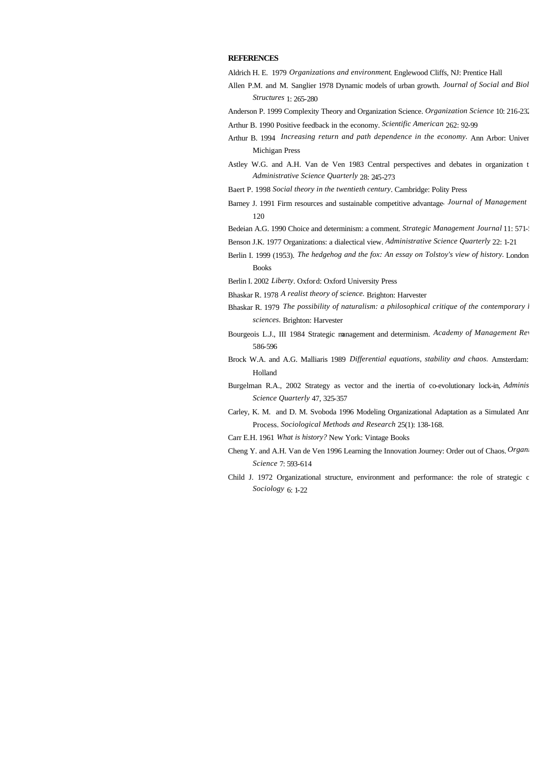**REFERENCES**

Aldrich H. E. 1979 *Organizations and environment*. Englewood Cliffs, NJ: Prentice Hall

Allen P.M. and M. Sanglier 1978 Dynamic models of urban growth. *Journal of Social and Biol Structures* 1: 265-280

Anderson P. 1999 Complexity Theory and Organization Science. *Organization Science* 10: 216-232

Arthur B. 1990 Positive feedback in the economy. *Scientific American* 262: 92-99

Arthur B. 1994 *Increasing return and path dependence in the economy*. Ann Arbor: Univer Michigan Press

Astley W.G. and A.H. Van de Ven 1983 Central perspectives and debates in organization t *Administrative Science Quarterly* 28: 245-273

Baert P. 1998 *Social theory in the twentieth century*. Cambridge: Polity Press

Barney J. 1991 Firm resources and sustainable competitive advantage. *Journal of Management* 120

Bedeian A.G. 1990 Choice and determinism: a comment. *Strategic Management Journal* 11: 571-5

Benson J.K. 1977 Organizations: a dialectical view. *Administrative Science Quarterly* 22: 1-21

Berlin I. 1999 (1953). *The hedgehog and the fox: An essay on Tolstoy's view of history*. London Books

Berlin I. 2002 *Liberty*. Oxford: Oxford University Press

Bhaskar R. 1978 *A realist theory of science.* Brighton: Harvester

Bhaskar R. 1979 *The possibility of naturalism: a philosophical critique of the contemporary l sciences.* Brighton: Harvester

Bourgeois L.J., III 1984 Strategic management and determinism. *Academy of Management Rev* 586-596

Brock W.A. and A.G. Malliaris 1989 *Differential equations, stability and chaos.* Amsterdam: Holland

Burgelman R.A., 2002 Strategy as vector and the inertia of co-evolutionary lock-in, *Adminis Science Quarterly* 47, 325-357

Carley, K. M. and D. M. Svoboda 1996 Modeling Organizational Adaptation as a Simulated Ann Process. *Sociological Methods and Research* 25(1): 138-168.

Carr E.H. 1961 *What is history?* New York: Vintage Books

Cheng Y. and A.H. Van de Ven 1996 Learning the Innovation Journey: Order out of Chaos. *Organi Science* 7: 593-614

Child J. 1972 Organizational structure, environment and performance: the role of strategic c *Sociology* 6: 1-22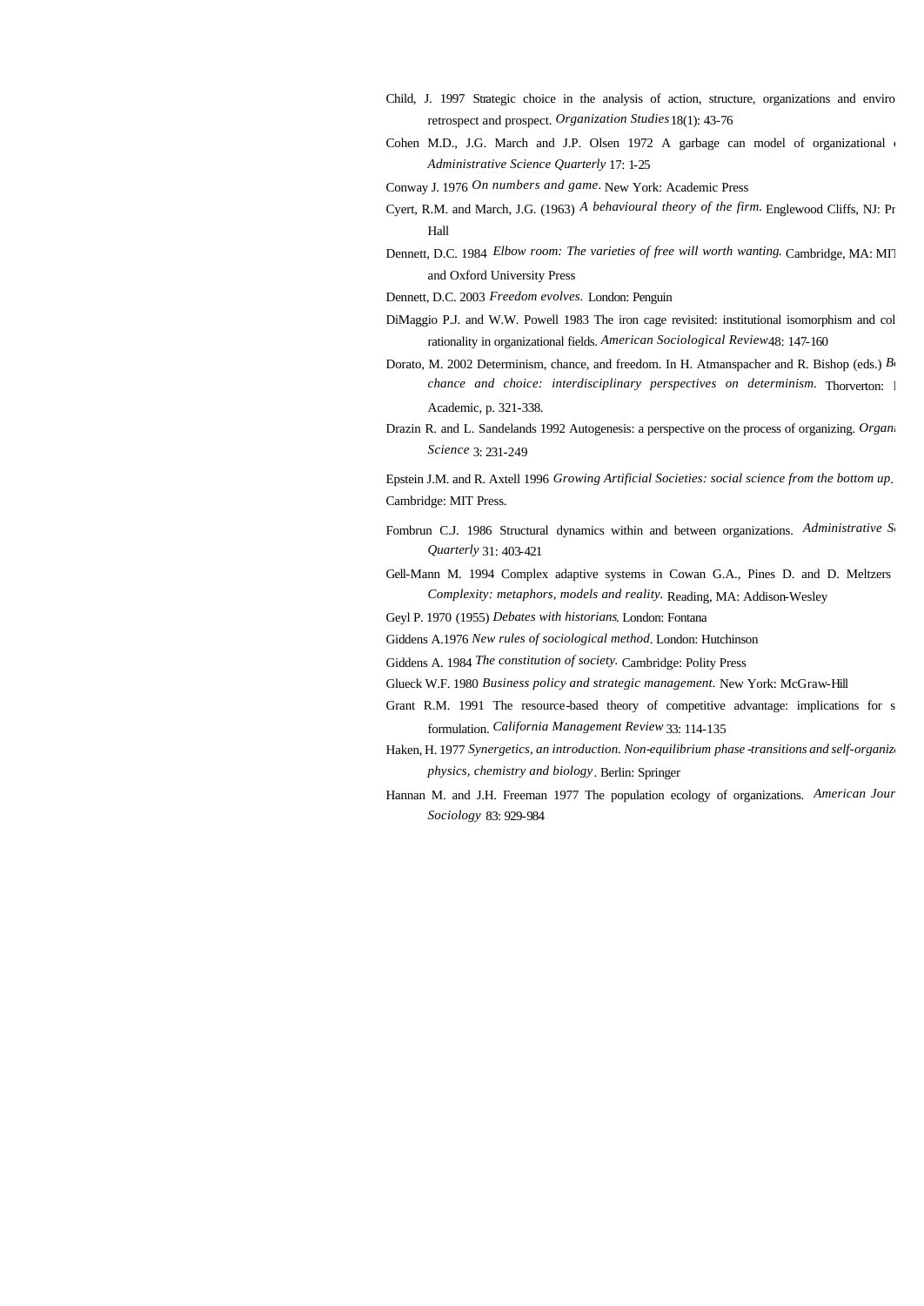Child, J. 1997 Strategic choice in the analysis of action, structure, organizations and enviro retrospect and prospect. *Organization Studies* 18(1): 43-76

Cohen M.D., J.G. March and J.P. Olsen 1972 A garbage can model of organizational *Administrative Science Quarterly* 17: 1-25

Conway J. 1976 *On numbers and game*. New York: Academic Press

Cyert, R.M. and March, J.G. (1963) *A behavioural theory of the firm*. Englewood Cliffs, NJ: Pr Hall

Dennett, D.C. 1984 *Elbow room: The varieties of free will worth wanting*. Cambridge, MA: MIT and Oxford University Press

Dennett, D.C. 2003 *Freedom evolves*. London: Penguin

DiMaggio P.J. and W.W. Powell 1983 The iron cage revisited: institutional isomorphism and col rationality in organizational fields. *American Sociological Review* 48: 147-160

Dorato, M. 2002 Determinism, chance, and freedom. In H. Atmanspacher and R. Bishop (eds.) *B chance and choice: interdisciplinary perspectives on determinism*. Thorverton: Academic, p. 321-338.

Drazin R. and L. Sandelands 1992 Autogenesis: a perspective on the process of organizing. *Organi Science* 3: 231-249

Epstein J.M. and R. Axtell 1996 *Growing Artificial Societies: social science from the bottom up*. Cambridge: MIT Press.

Fombrun C.J. 1986 Structural dynamics within and between organizations. *Administrative S Quarterly* 31: 403-421

Gell-Mann M. 1994 Complex adaptive systems in Cowan G.A., Pines D. and D. Meltzers *Complexity: metaphors, models and reality*. Reading, MA: Addison-Wesley

Geyl P. 1970 (1955) *Debates with historians*. London: Fontana

Giddens A.1976 *New rules of sociological method*. London: Hutchinson

Giddens A. 1984 *The constitution of society*. Cambridge: Polity Press

Glueck W.F. 1980 *Business policy and strategic management*. New York: McGraw-Hill

Grant R.M. 1991 The resource-based theory of competitive advantage: implications for s formulation. *California Management Review* 33: 114-135

Haken, H. 1977 *Synergetics, an introduction. Non-equilibrium phase-transitions and self-organiz physics, chemistry and biology*. Berlin: Springer

Hannan M. and J.H. Freeman 1977 The population ecology of organizations. *American Jour Sociology* 83: 929-984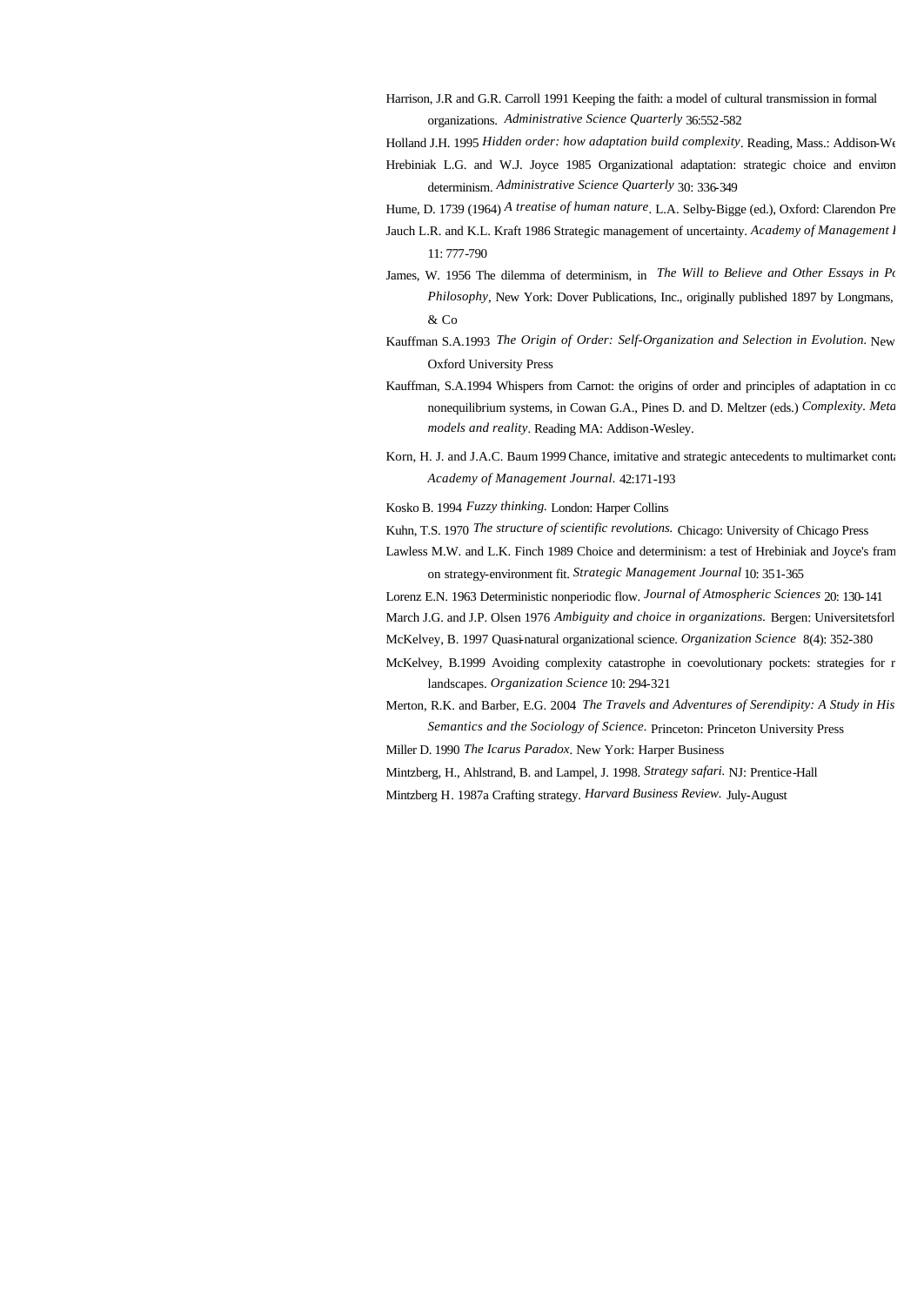Harrison, J.R and G.R. Carroll 1991 Keeping the faith: a model of cultural transmission in formal organizations. *Administrative Science Quarterly* 36:552-582

Holland J.H. 1995 *Hidden order: how adaptation build complexity*. Reading, Mass.: Addison-We

Hrebiniak L.G. and W.J. Joyce 1985 Organizational adaptation: strategic choice and environ determinism. *Administrative Science Quarterly* 30: 336-349

Hume, D. 1739 (1964) *A treatise of human nature*. L.A. Selby-Bigge (ed.), Oxford: Clarendon Pre

Jauch L.R. and K.L. Kraft 1986 Strategic management of uncertainty. *Academy of Management R* 11: 777-790

James, W. 1956 The dilemma of determinism, in *The Will to Believe and Other Essays in Po Philosophy*, New York: Dover Publications, Inc., originally published 1897 by Longmans, & Co

Kauffman S.A.1993 *The Origin of Order: Self-Organization and Selection in Evolution*. New Oxford University Press

Kauffman, S.A.1994 Whispers from Carnot: the origins of order and principles of adaptation in co nonequilibrium systems, in Cowan G.A., Pines D. and D. Meltzer (eds.) *Complexity. Meta models and reality*. Reading MA: Addison-Wesley.

Korn, H. J. and J.A.C. Baum 1999 Chance, imitative and strategic antecedents to multimarket conta *Academy of Management Journal*. 42:171-193

Kosko B. 1994 *Fuzzy thinking*. London: Harper Collins

Kuhn, T.S. 1970 *The structure of scientific revolutions*. Chicago: University of Chicago Press

Lawless M.W. and L.K. Finch 1989 Choice and determinism: a test of Hrebiniak and Joyce's fram on strategy-environment fit. *Strategic Management Journal* 10: 351-365

Lorenz E.N. 1963 Deterministic nonperiodic flow. *Journal of Atmospheric Sciences* 20: 130-141

March J.G. and J.P. Olsen 1976 *Ambiguity and choice in organizations*. Bergen: Universitetsforl

McKelvey, B. 1997 Quasi-natural organizational science. *Organization Science* 8(4): 352-380

McKelvey, B.1999 Avoiding complexity catastrophe in coevolutionary pockets: strategies for r landscapes. *Organization Science* 10: 294-321

Merton, R.K. and Barber, E.G. 2004 *The Travels and Adventures of Serendipity: A Study in His Semantics and the Sociology of Science*. Princeton: Princeton University Press

Miller D. 1990 *The Icarus Paradox*. New York: Harper Business

Mintzberg, H., Ahlstrand, B. and Lampel, J. 1998. *Strategy safari*. NJ: Prentice-Hall

Mintzberg H. 1987a Crafting strategy. *Harvard Business Review*. July-August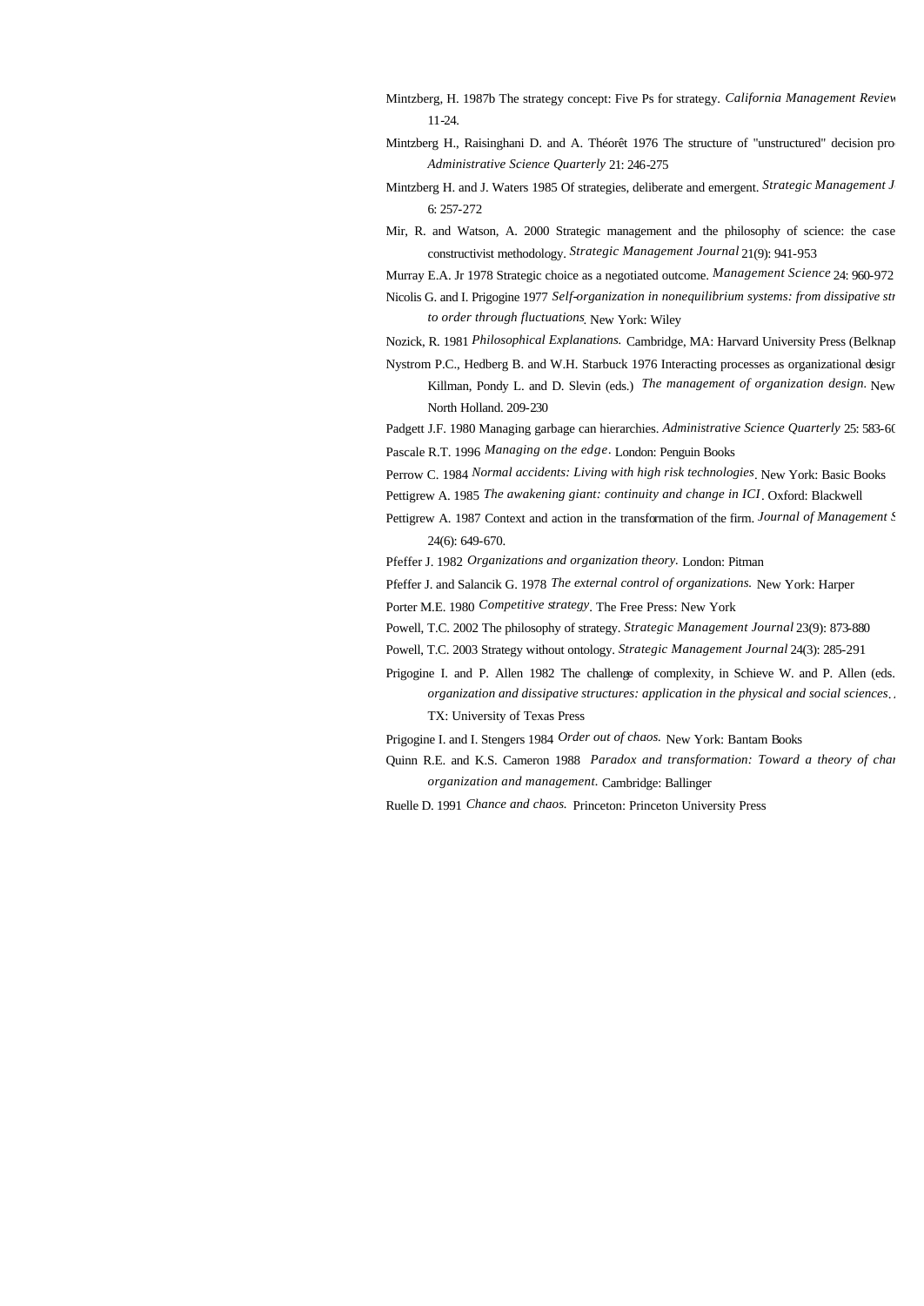Mintzberg, H. 1987b The strategy concept: Five Ps for strategy. *California Management Review* 11-24.

Mintzberg H., Raisinghani D. and A. Théorêt 1976 The structure of "unstructured" decision pro *Administrative Science Quarterly* 21: 246-275

Mintzberg H. and J. Waters 1985 Of strategies, deliberate and emergent. *Strategic Management J* 6: 257-272

Mir, R. and Watson, A. 2000 Strategic management and the philosophy of science: the case constructivist methodology. *Strategic Management Journal* 21(9): 941-953

Murray E.A. Jr 1978 Strategic choice as a negotiated outcome. *Management Science* 24: 960-972

Nicolis G. and I. Prigogine 1977 *Self-organization in nonequilibrium systems: from dissipative str to order through fluctuations*. New York: Wiley

Nozick, R. 1981 *Philosophical Explanations.* Cambridge, MA: Harvard University Press (Belknap

Nystrom P.C., Hedberg B. and W.H. Starbuck 1976 Interacting processes as organizational desigr Killman, Pondy L. and D. Slevin (eds.) *The management of organization design.* New North Holland. 209-230

Padgett J.F. 1980 Managing garbage can hierarchies. *Administrative Science Quarterly* 25: 583-60

Pascale R.T. 1996 *Managing on the edge*. London: Penguin Books

Perrow C. 1984 *Normal accidents: Living with high risk technologies*. New York: Basic Books

Pettigrew A. 1985 *The awakening giant: continuity and change in ICI*. Oxford: Blackwell

Pettigrew A. 1987 Context and action in the transformation of the firm. *Journal of Management S* 24(6): 649-670.

Pfeffer J. 1982 *Organizations and organization theory*. London: Pitman

Pfeffer J. and Salancik G. 1978 *The external control of organizations.* New York: Harper

Porter M.E. 1980 *Competitive strategy*. The Free Press: New York

Powell, T.C. 2002 The philosophy of strategy. *Strategic Management Journal* 23(9): 873-880

Powell, T.C. 2003 Strategy without ontology. *Strategic Management Journal* 24(3): 285-291

Prigogine I. and P. Allen 1982 The challenge of complexity, in Schieve W. and P. Allen (eds. *organization and dissipative structures: application in the physical and social sciences*. TX: University of Texas Press

Prigogine I. and I. Stengers 1984 *Order out of chaos.* New York: Bantam Books

Quinn R.E. and K.S. Cameron 1988 *Paradox and transformation: Toward a theory of char organization and management.* Cambridge: Ballinger

Ruelle D. 1991 *Chance and chaos.* Princeton: Princeton University Press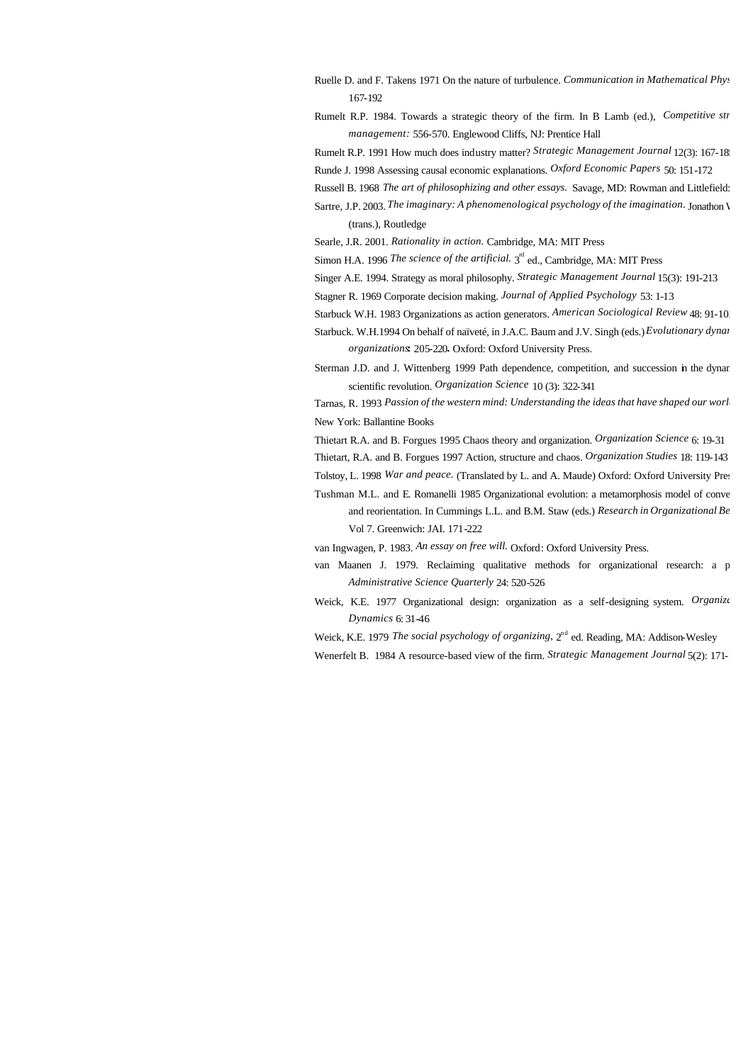Ruelle D. and F. Takens 1971 On the nature of turbulence. *Communication in Mathematical Phys* 167-192

Rumelt R.P. 1984. Towards a strategic theory of the firm. In B Lamb (ed.), *Competitive str management:* 556-570. Englewood Cliffs, NJ: Prentice Hall

Rumelt R.P. 1991 How much does industry matter? *Strategic Management Journal* 12(3): 167-18

Runde J. 1998 Assessing causal economic explanations. *Oxford Economic Papers* 50: 151-172

Russell B. 1968 *The art of philosophizing and other essays.* Savage, MD: Rowman and Littlefield:

Sartre, J.P. 2003. *The imaginary: A phenomenological psychology of the imagination.* Jonathon V (trans.), Routledge

Searle, J.R. 2001. *Rationality in action.* Cambridge, MA: MIT Press

Simon H.A. 1996 *The science of the artificial.* 3rd ed., Cambridge, MA: MIT Press

Singer A.E. 1994. Strategy as moral philosophy. *Strategic Management Journal* 15(3): 191-213

Stagner R. 1969 Corporate decision making. *Journal of Applied Psychology* 53: 1-13

Starbuck W.H. 1983 Organizations as action generators. *American Sociological Review* 48: 91-10

Starbuck. W.H.1994 On behalf of naïveté, in J.A.C. Baum and J.V. Singh (eds.) *Evolutionary dynar organizations*: 205-220. Oxford: Oxford University Press.

Sterman J.D. and J. Wittenberg 1999 Path dependence, competition, and succession in the dynar scientific revolution. *Organization Science* 10 (3): 322-341

Tarnas, R. 1993 *Passion of the western mind: Understanding the ideas that have shaped our worl* New York: Ballantine Books

Thietart R.A. and B. Forgues 1995 Chaos theory and organization. *Organization Science* 6: 19-31

Thietart, R.A. and B. Forgues 1997 Action, structure and chaos. *Organization Studies* 18: 119-143

Tolstoy, L. 1998 *War and peace.* (Translated by L. and A. Maude) Oxford: Oxford University Pres

Tushman M.L. and E. Romanelli 1985 Organizational evolution: a metamorphosis model of conve and reorientation. In Cummings L.L. and B.M. Staw (eds.) *Research in Organizational Be* Vol 7. Greenwich: JAI. 171-222

van Ingwagen, P. 1983. *An essay on free will.* Oxford: Oxford University Press.

van Maanen J. 1979. Reclaiming qualitative methods for organizational research: a p *Administrative Science Quarterly* 24: 520-526

Weick, K.E. 1977 Organizational design: organization as a self-designing system. *Organiza Dynamics* 6: 31-46

Weick, K.E. 1979 *The social psychology of organizing,* 2nd ed. Reading, MA: Addison-Wesley

Wenerfelt B. 1984 A resource-based view of the firm. *Strategic Management Journal* 5(2): 171-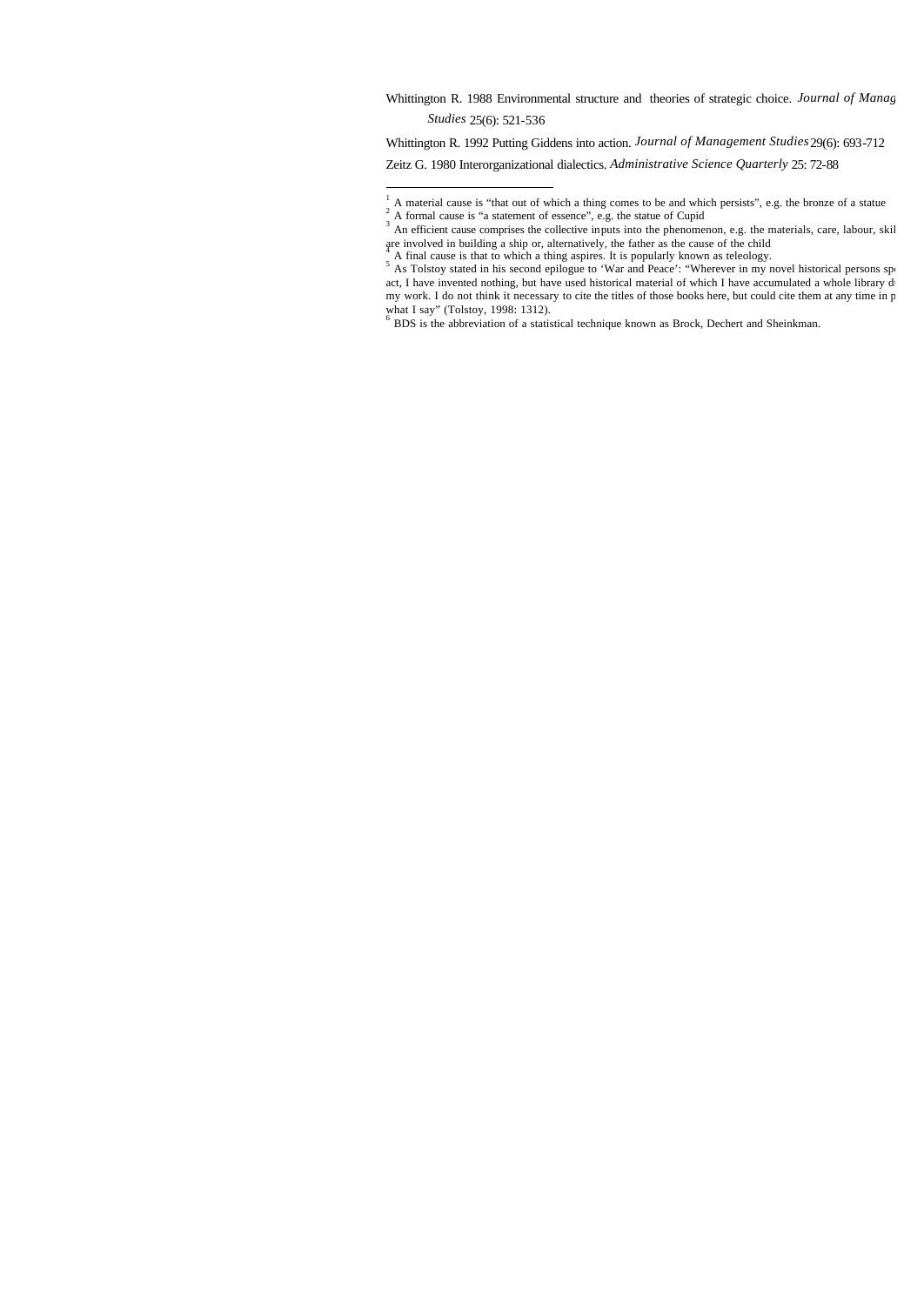Whittington R. 1988 Environmental structure and theories of strategic choice. *Journal of Manag Studies* 25(6): 521-536

Whittington R. 1992 Putting Giddens into action. *Journal of Management Studies* 29(6): 693-712

Zeitz G. 1980 Interorganizational dialectics. *Administrative Science Quarterly* 25: 72-88

---

[1] A material cause is "that out of which a thing comes to be and which persists", e.g. the bronze of a statue

[2] A formal cause is "a statement of essence", e.g. the statue of Cupid

[3] An efficient cause comprises the collective inputs into the phenomenon, e.g. the materials, care, labour, skil are involved in building a ship or, alternatively, the father as the cause of the child

[4] A final cause is that to which a thing aspires. It is popularly known as teleology.

[5] As Tolstoy stated in his second epilogue to 'War and Peace': "Wherever in my novel historical persons sp act, I have invented nothing, but have used historical material of which I have accumulated a whole library d my work. I do not think it necessary to cite the titles of those books here, but could cite them at any time in p what I say" (Tolstoy, 1998: 1312).

[6] BDS is the abbreviation of a statistical technique known as Brock, Dechert and Sheinkman.